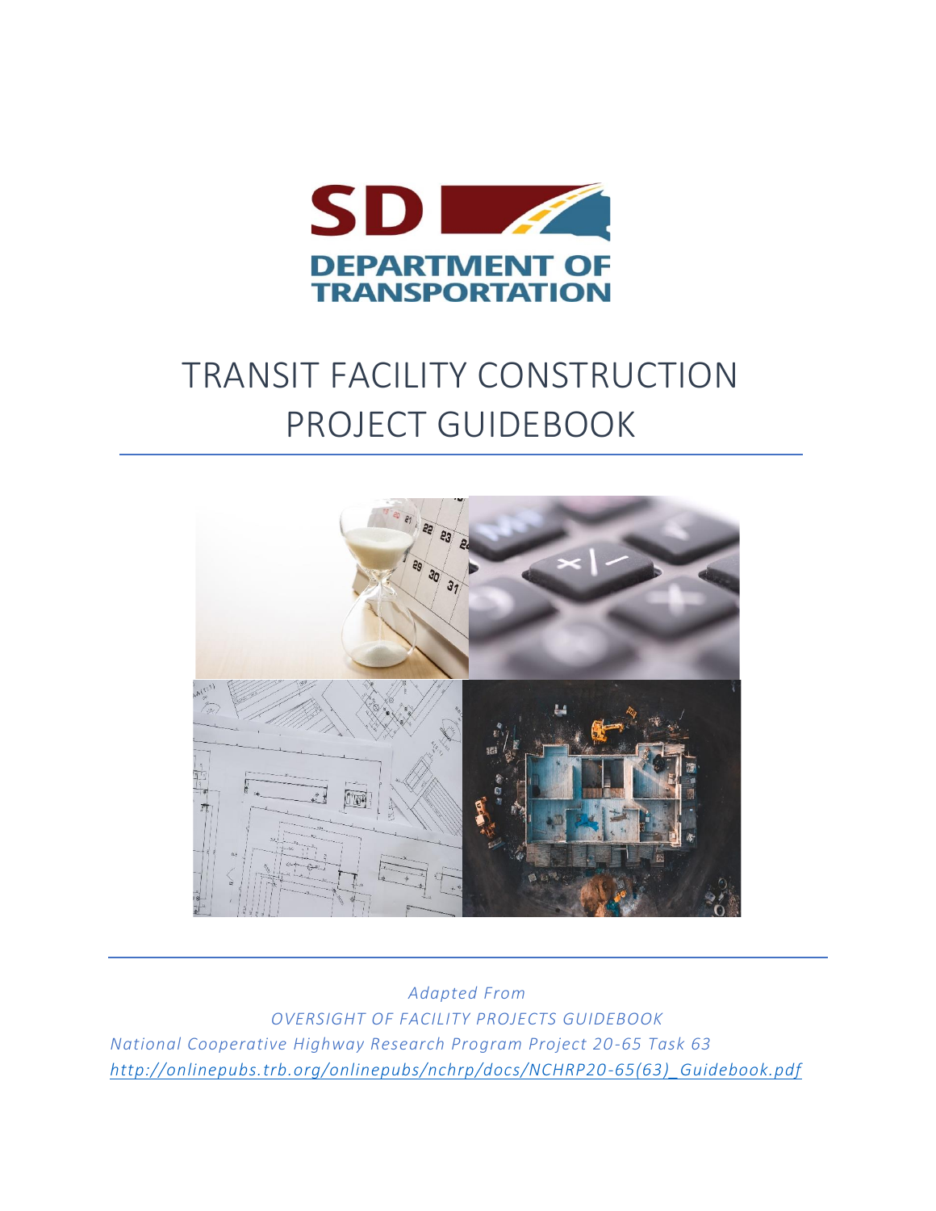SD DEPARTMENT OF TRANSPORTATION

# TRANSIT FACILITY CONSTRUCTION PROJECT GUIDEBOOK

*Adapted From*

*OVERSIGHT OF FACILITY PROJECTS GUIDEBOOK*

*National Cooperative Highway Research Program Project 20-65 Task 63*

*http://onlinepubs.trb.org/onlinepubs/nchrp/docs/NCHRP20-65(63)_Guidebook.pdf*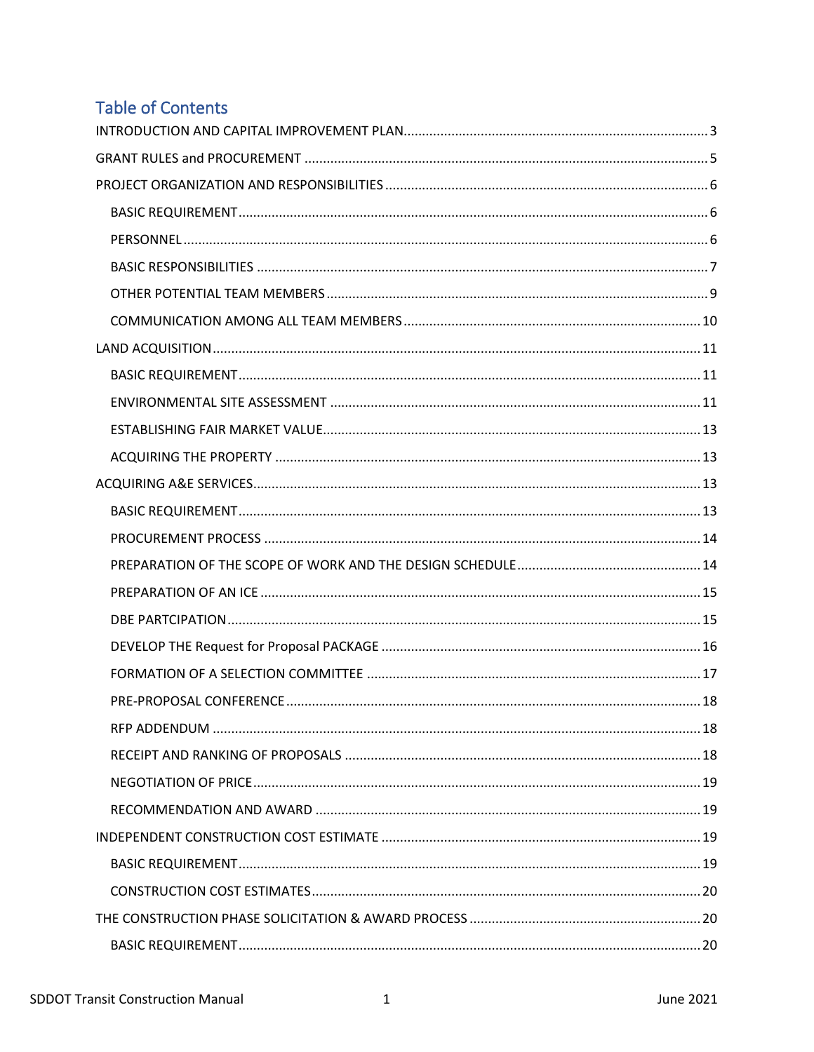# Table of Contents

INTRODUCTION AND CAPITAL IMPROVEMENT PLAN .......... 3

GRANT RULES and PROCUREMENT .......... 5

PROJECT ORGANIZATION AND RESPONSIBILITIES .......... 6

- BASIC REQUIREMENT .......... 6
- PERSONNEL .......... 6
- BASIC RESPONSIBILITIES .......... 7
- OTHER POTENTIAL TEAM MEMBERS .......... 9
- COMMUNICATION AMONG ALL TEAM MEMBERS .......... 10

LAND ACQUISITION .......... 11

- BASIC REQUIREMENT .......... 11
- ENVIRONMENTAL SITE ASSESSMENT .......... 11
- ESTABLISHING FAIR MARKET VALUE .......... 13
- ACQUIRING THE PROPERTY .......... 13

ACQUIRING A&E SERVICES .......... 13

- BASIC REQUIREMENT .......... 13
- PROCUREMENT PROCESS .......... 14
- PREPARATION OF THE SCOPE OF WORK AND THE DESIGN SCHEDULE .......... 14
- PREPARATION OF AN ICE .......... 15
- DBE PARTCIPATION .......... 15
- DEVELOP THE Request for Proposal PACKAGE .......... 16
- FORMATION OF A SELECTION COMMITTEE .......... 17
- PRE-PROPOSAL CONFERENCE .......... 18
- RFP ADDENDUM .......... 18
- RECEIPT AND RANKING OF PROPOSALS .......... 18
- NEGOTIATION OF PRICE .......... 19
- RECOMMENDATION AND AWARD .......... 19

INDEPENDENT CONSTRUCTION COST ESTIMATE .......... 19

- BASIC REQUIREMENT .......... 19
- CONSTRUCTION COST ESTIMATES .......... 20

THE CONSTRUCTION PHASE SOLICITATION & AWARD PROCESS .......... 20

- BASIC REQUIREMENT .......... 20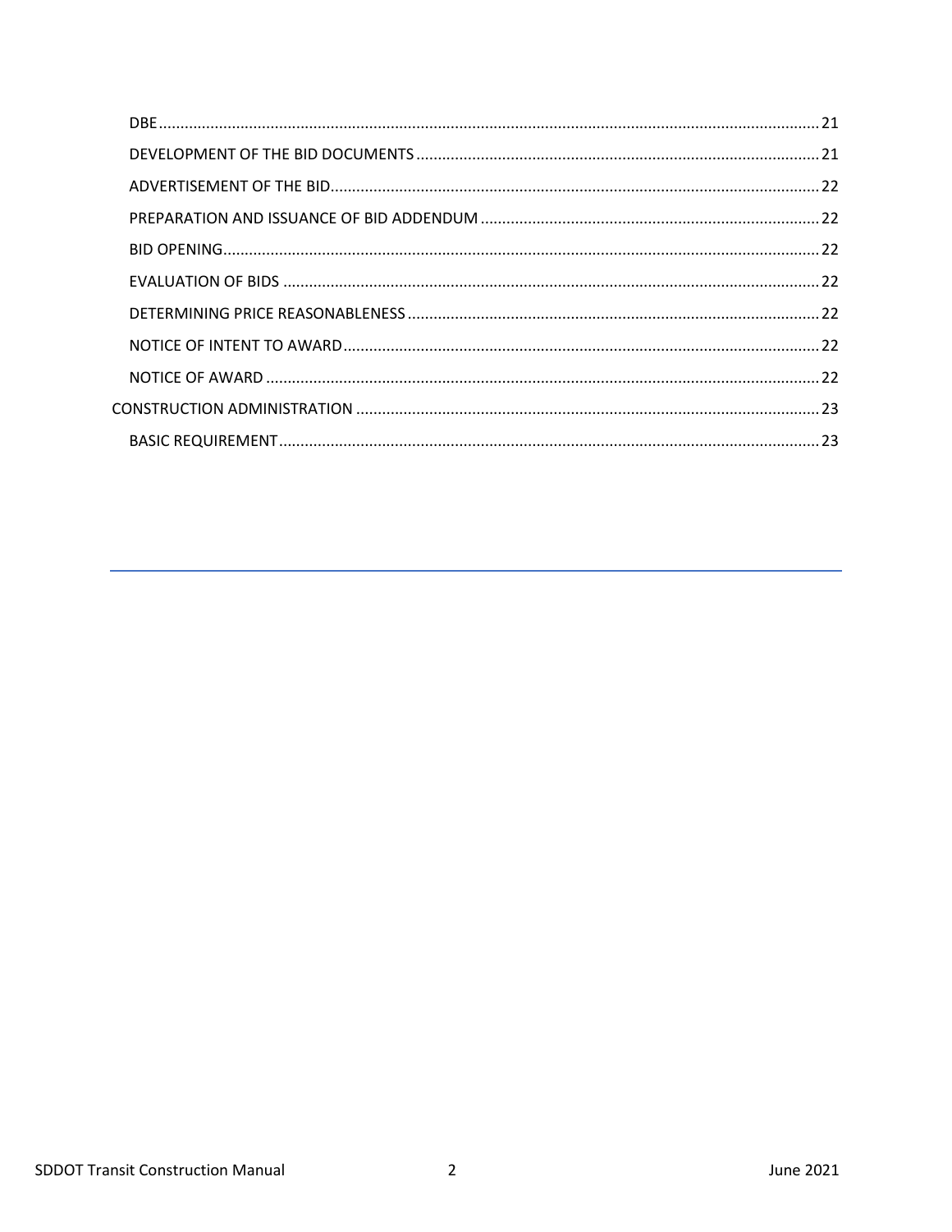DBE ........................................................................................................................................................ 21

DEVELOPMENT OF THE BID DOCUMENTS ............................................................................................ 21

ADVERTISEMENT OF THE BID ................................................................................................................. 22

PREPARATION AND ISSUANCE OF BID ADDENDUM .............................................................................. 22

BID OPENING ........................................................................................................................................... 22

EVALUATION OF BIDS ............................................................................................................................. 22

DETERMINING PRICE REASONABLENESS ............................................................................................... 22

NOTICE OF INTENT TO AWARD .............................................................................................................. 22

NOTICE OF AWARD ................................................................................................................................. 22

CONSTRUCTION ADMINISTRATION ............................................................................................................ 23

BASIC REQUIREMENT ............................................................................................................................. 23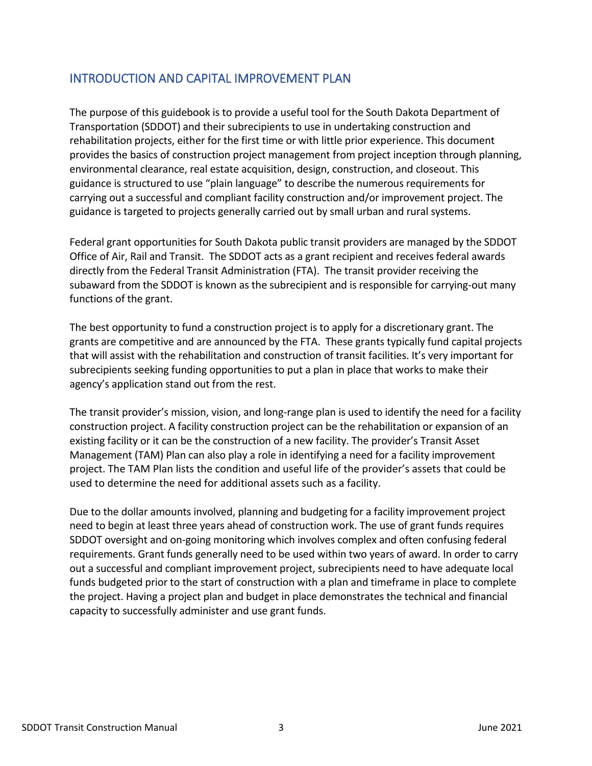## INTRODUCTION AND CAPITAL IMPROVEMENT PLAN

The purpose of this guidebook is to provide a useful tool for the South Dakota Department of Transportation (SDDOT) and their subrecipients to use in undertaking construction and rehabilitation projects, either for the first time or with little prior experience. This document provides the basics of construction project management from project inception through planning, environmental clearance, real estate acquisition, design, construction, and closeout. This guidance is structured to use "plain language" to describe the numerous requirements for carrying out a successful and compliant facility construction and/or improvement project. The guidance is targeted to projects generally carried out by small urban and rural systems.

Federal grant opportunities for South Dakota public transit providers are managed by the SDDOT Office of Air, Rail and Transit. The SDDOT acts as a grant recipient and receives federal awards directly from the Federal Transit Administration (FTA). The transit provider receiving the subaward from the SDDOT is known as the subrecipient and is responsible for carrying-out many functions of the grant.

The best opportunity to fund a construction project is to apply for a discretionary grant. The grants are competitive and are announced by the FTA. These grants typically fund capital projects that will assist with the rehabilitation and construction of transit facilities. It's very important for subrecipients seeking funding opportunities to put a plan in place that works to make their agency's application stand out from the rest.

The transit provider's mission, vision, and long-range plan is used to identify the need for a facility construction project. A facility construction project can be the rehabilitation or expansion of an existing facility or it can be the construction of a new facility. The provider's Transit Asset Management (TAM) Plan can also play a role in identifying a need for a facility improvement project. The TAM Plan lists the condition and useful life of the provider's assets that could be used to determine the need for additional assets such as a facility.

Due to the dollar amounts involved, planning and budgeting for a facility improvement project need to begin at least three years ahead of construction work. The use of grant funds requires SDDOT oversight and on-going monitoring which involves complex and often confusing federal requirements. Grant funds generally need to be used within two years of award. In order to carry out a successful and compliant improvement project, subrecipients need to have adequate local funds budgeted prior to the start of construction with a plan and timeframe in place to complete the project. Having a project plan and budget in place demonstrates the technical and financial capacity to successfully administer and use grant funds.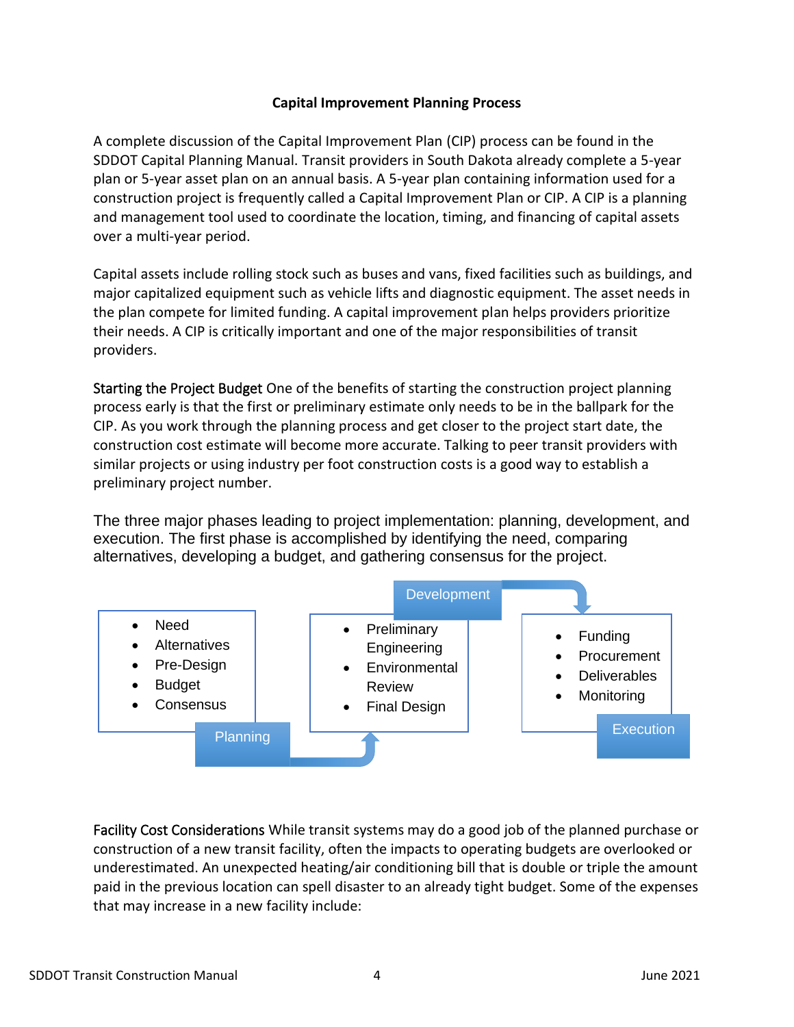**Capital Improvement Planning Process**

A complete discussion of the Capital Improvement Plan (CIP) process can be found in the SDDOT Capital Planning Manual. Transit providers in South Dakota already complete a 5-year plan or 5-year asset plan on an annual basis. A 5-year plan containing information used for a construction project is frequently called a Capital Improvement Plan or CIP. A CIP is a planning and management tool used to coordinate the location, timing, and financing of capital assets over a multi-year period.

Capital assets include rolling stock such as buses and vans, fixed facilities such as buildings, and major capitalized equipment such as vehicle lifts and diagnostic equipment. The asset needs in the plan compete for limited funding. A capital improvement plan helps providers prioritize their needs. A CIP is critically important and one of the major responsibilities of transit providers.

Starting the Project Budget One of the benefits of starting the construction project planning process early is that the first or preliminary estimate only needs to be in the ballpark for the CIP. As you work through the planning process and get closer to the project start date, the construction cost estimate will become more accurate. Talking to peer transit providers with similar projects or using industry per foot construction costs is a good way to establish a preliminary project number.

The three major phases leading to project implementation: planning, development, and execution. The first phase is accomplished by identifying the need, comparing alternatives, developing a budget, and gathering consensus for the project.

**Planning**
- Need
- Alternatives
- Pre-Design
- Budget
- Consensus

**Development**
- Preliminary Engineering
- Environmental Review
- Final Design

**Execution**
- Funding
- Procurement
- Deliverables
- Monitoring

Facility Cost Considerations While transit systems may do a good job of the planned purchase or construction of a new transit facility, often the impacts to operating budgets are overlooked or underestimated. An unexpected heating/air conditioning bill that is double or triple the amount paid in the previous location can spell disaster to an already tight budget. Some of the expenses that may increase in a new facility include: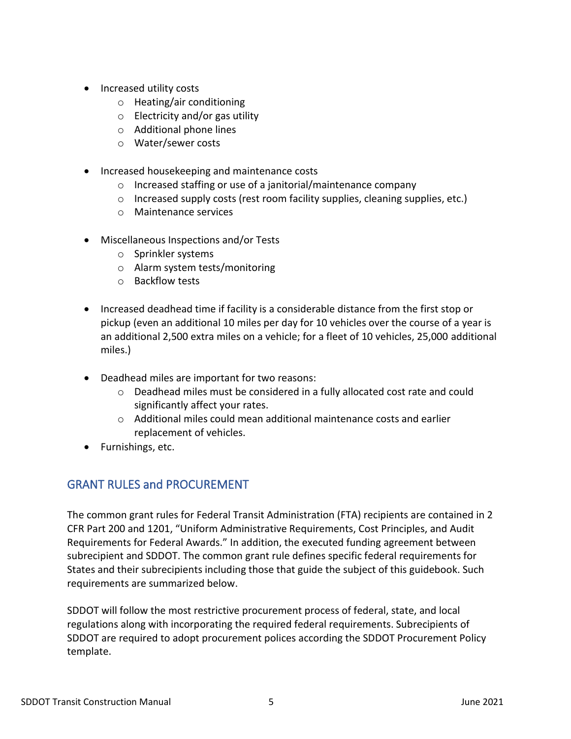- Increased utility costs
  - Heating/air conditioning
  - Electricity and/or gas utility
  - Additional phone lines
  - Water/sewer costs

- Increased housekeeping and maintenance costs
  - Increased staffing or use of a janitorial/maintenance company
  - Increased supply costs (rest room facility supplies, cleaning supplies, etc.)
  - Maintenance services

- Miscellaneous Inspections and/or Tests
  - Sprinkler systems
  - Alarm system tests/monitoring
  - Backflow tests

- Increased deadhead time if facility is a considerable distance from the first stop or pickup (even an additional 10 miles per day for 10 vehicles over the course of a year is an additional 2,500 extra miles on a vehicle; for a fleet of 10 vehicles, 25,000 additional miles.)

- Deadhead miles are important for two reasons:
  - Deadhead miles must be considered in a fully allocated cost rate and could significantly affect your rates.
  - Additional miles could mean additional maintenance costs and earlier replacement of vehicles.
- Furnishings, etc.

## GRANT RULES and PROCUREMENT

The common grant rules for Federal Transit Administration (FTA) recipients are contained in 2 CFR Part 200 and 1201, "Uniform Administrative Requirements, Cost Principles, and Audit Requirements for Federal Awards." In addition, the executed funding agreement between subrecipient and SDDOT. The common grant rule defines specific federal requirements for States and their subrecipients including those that guide the subject of this guidebook. Such requirements are summarized below.

SDDOT will follow the most restrictive procurement process of federal, state, and local regulations along with incorporating the required federal requirements. Subrecipients of SDDOT are required to adopt procurement polices according the SDDOT Procurement Policy template.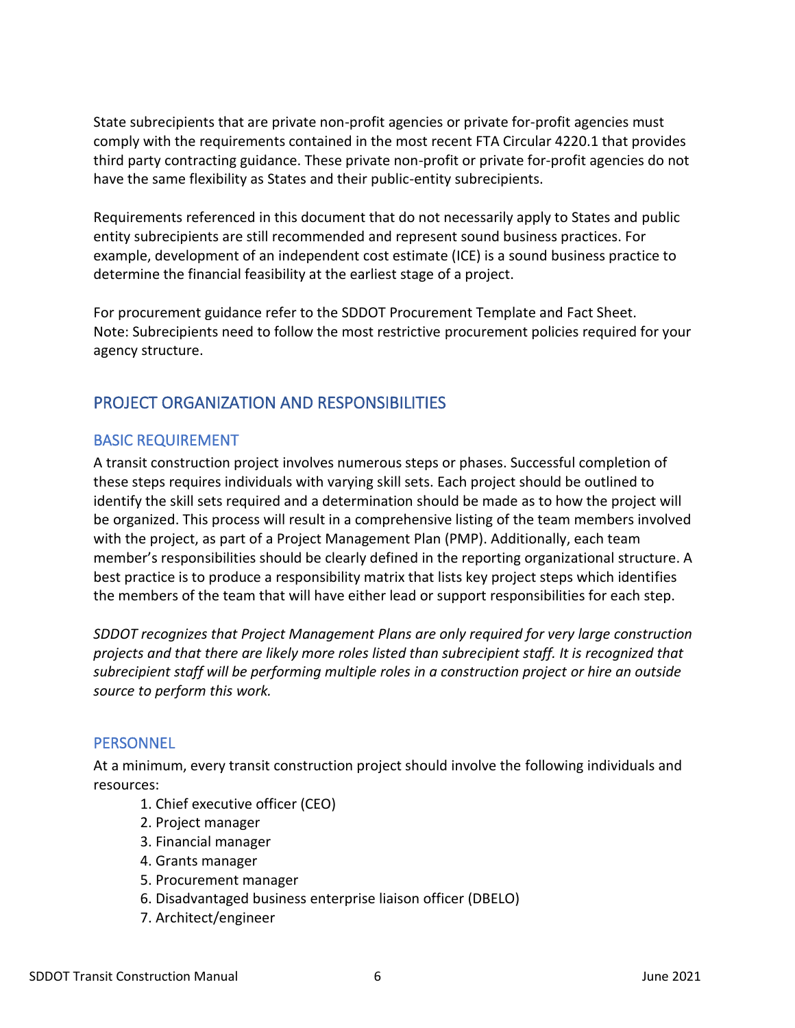State subrecipients that are private non-profit agencies or private for-profit agencies must comply with the requirements contained in the most recent FTA Circular 4220.1 that provides third party contracting guidance. These private non-profit or private for-profit agencies do not have the same flexibility as States and their public-entity subrecipients.

Requirements referenced in this document that do not necessarily apply to States and public entity subrecipients are still recommended and represent sound business practices. For example, development of an independent cost estimate (ICE) is a sound business practice to determine the financial feasibility at the earliest stage of a project.

For procurement guidance refer to the SDDOT Procurement Template and Fact Sheet.
Note: Subrecipients need to follow the most restrictive procurement policies required for your agency structure.

## PROJECT ORGANIZATION AND RESPONSIBILITIES

### BASIC REQUIREMENT

A transit construction project involves numerous steps or phases. Successful completion of these steps requires individuals with varying skill sets. Each project should be outlined to identify the skill sets required and a determination should be made as to how the project will be organized. This process will result in a comprehensive listing of the team members involved with the project, as part of a Project Management Plan (PMP). Additionally, each team member's responsibilities should be clearly defined in the reporting organizational structure. A best practice is to produce a responsibility matrix that lists key project steps which identifies the members of the team that will have either lead or support responsibilities for each step.

*SDDOT recognizes that Project Management Plans are only required for very large construction projects and that there are likely more roles listed than subrecipient staff. It is recognized that subrecipient staff will be performing multiple roles in a construction project or hire an outside source to perform this work.*

### PERSONNEL

At a minimum, every transit construction project should involve the following individuals and resources:

1. Chief executive officer (CEO)
2. Project manager
3. Financial manager
4. Grants manager
5. Procurement manager
6. Disadvantaged business enterprise liaison officer (DBELO)
7. Architect/engineer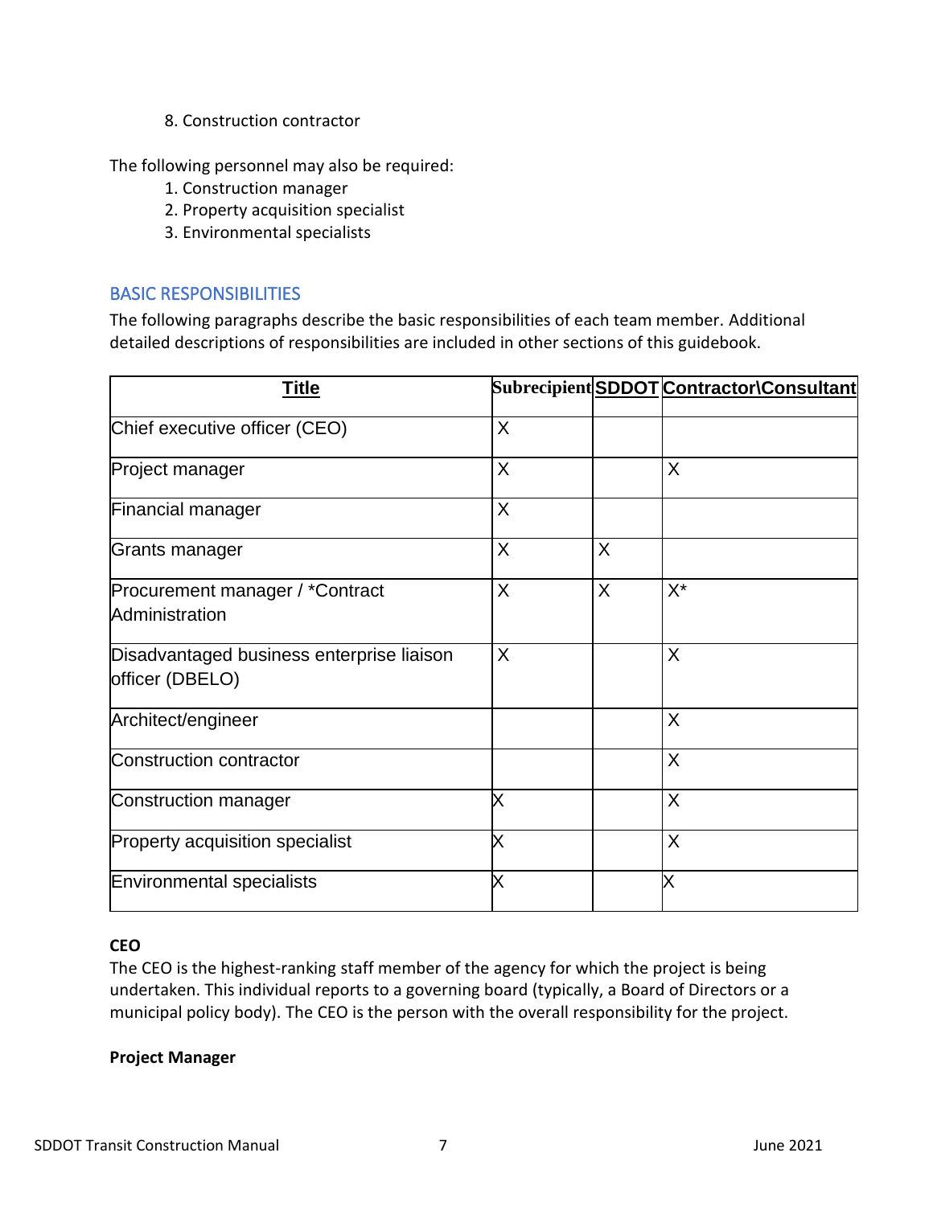8. Construction contractor

The following personnel may also be required:

1. Construction manager
2. Property acquisition specialist
3. Environmental specialists

## BASIC RESPONSIBILITIES

The following paragraphs describe the basic responsibilities of each team member. Additional detailed descriptions of responsibilities are included in other sections of this guidebook.

| Title | Subrecipient | SDDOT | Contractor\Consultant |
|---|---|---|---|
| Chief executive officer (CEO) | X | | |
| Project manager | X | | X |
| Financial manager | X | | |
| Grants manager | X | X | |
| Procurement manager / *Contract Administration | X | X | X* |
| Disadvantaged business enterprise liaison officer (DBELO) | X | | X |
| Architect/engineer | | | X |
| Construction contractor | | | X |
| Construction manager | X | | X |
| Property acquisition specialist | X | | X |
| Environmental specialists | X | | X |

**CEO**

The CEO is the highest-ranking staff member of the agency for which the project is being undertaken. This individual reports to a governing board (typically, a Board of Directors or a municipal policy body). The CEO is the person with the overall responsibility for the project.

**Project Manager**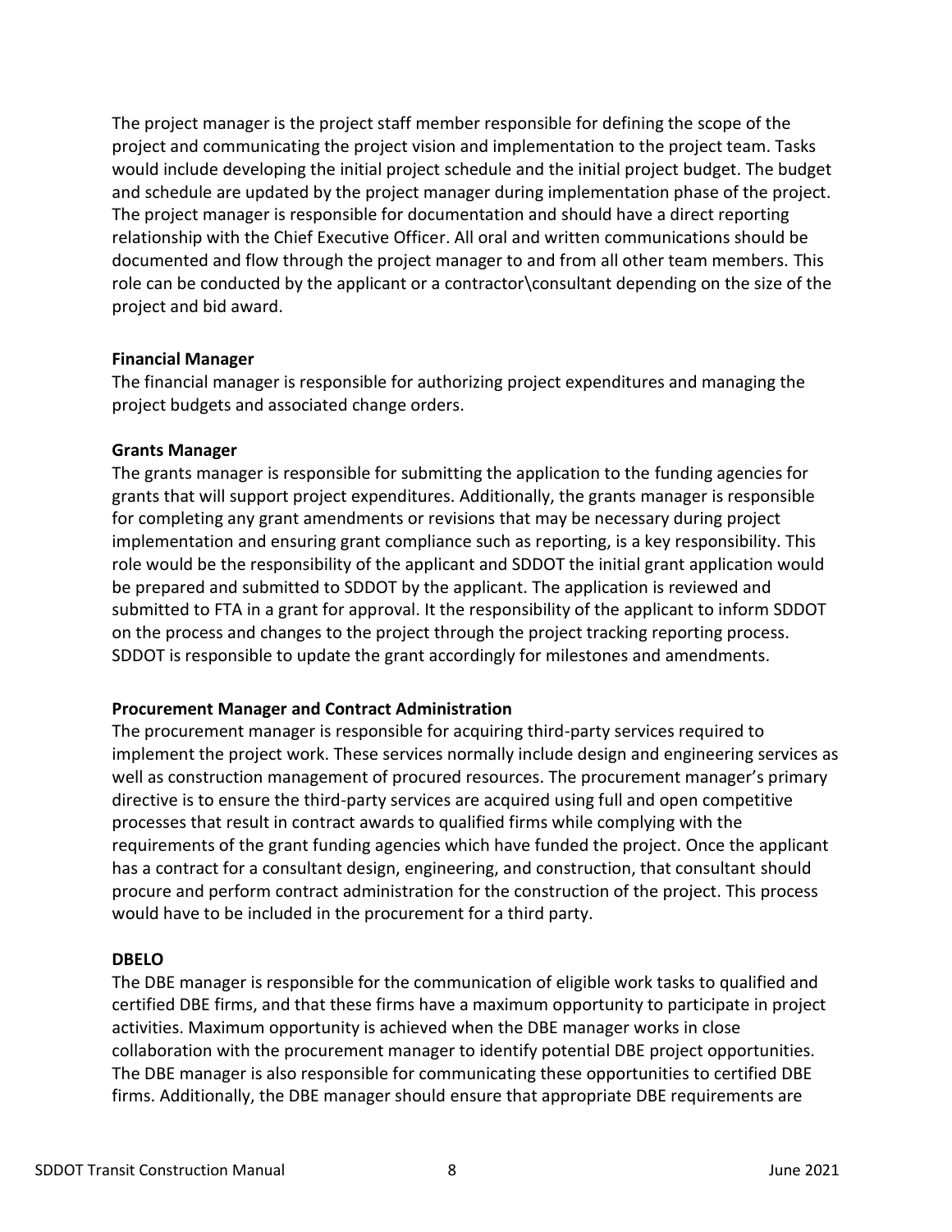The project manager is the project staff member responsible for defining the scope of the project and communicating the project vision and implementation to the project team. Tasks would include developing the initial project schedule and the initial project budget. The budget and schedule are updated by the project manager during implementation phase of the project. The project manager is responsible for documentation and should have a direct reporting relationship with the Chief Executive Officer. All oral and written communications should be documented and flow through the project manager to and from all other team members. This role can be conducted by the applicant or a contractor\consultant depending on the size of the project and bid award.

**Financial Manager**

The financial manager is responsible for authorizing project expenditures and managing the project budgets and associated change orders.

**Grants Manager**

The grants manager is responsible for submitting the application to the funding agencies for grants that will support project expenditures. Additionally, the grants manager is responsible for completing any grant amendments or revisions that may be necessary during project implementation and ensuring grant compliance such as reporting, is a key responsibility. This role would be the responsibility of the applicant and SDDOT the initial grant application would be prepared and submitted to SDDOT by the applicant. The application is reviewed and submitted to FTA in a grant for approval. It the responsibility of the applicant to inform SDDOT on the process and changes to the project through the project tracking reporting process. SDDOT is responsible to update the grant accordingly for milestones and amendments.

**Procurement Manager and Contract Administration**

The procurement manager is responsible for acquiring third-party services required to implement the project work. These services normally include design and engineering services as well as construction management of procured resources. The procurement manager's primary directive is to ensure the third-party services are acquired using full and open competitive processes that result in contract awards to qualified firms while complying with the requirements of the grant funding agencies which have funded the project. Once the applicant has a contract for a consultant design, engineering, and construction, that consultant should procure and perform contract administration for the construction of the project. This process would have to be included in the procurement for a third party.

**DBELO**

The DBE manager is responsible for the communication of eligible work tasks to qualified and certified DBE firms, and that these firms have a maximum opportunity to participate in project activities. Maximum opportunity is achieved when the DBE manager works in close collaboration with the procurement manager to identify potential DBE project opportunities. The DBE manager is also responsible for communicating these opportunities to certified DBE firms. Additionally, the DBE manager should ensure that appropriate DBE requirements are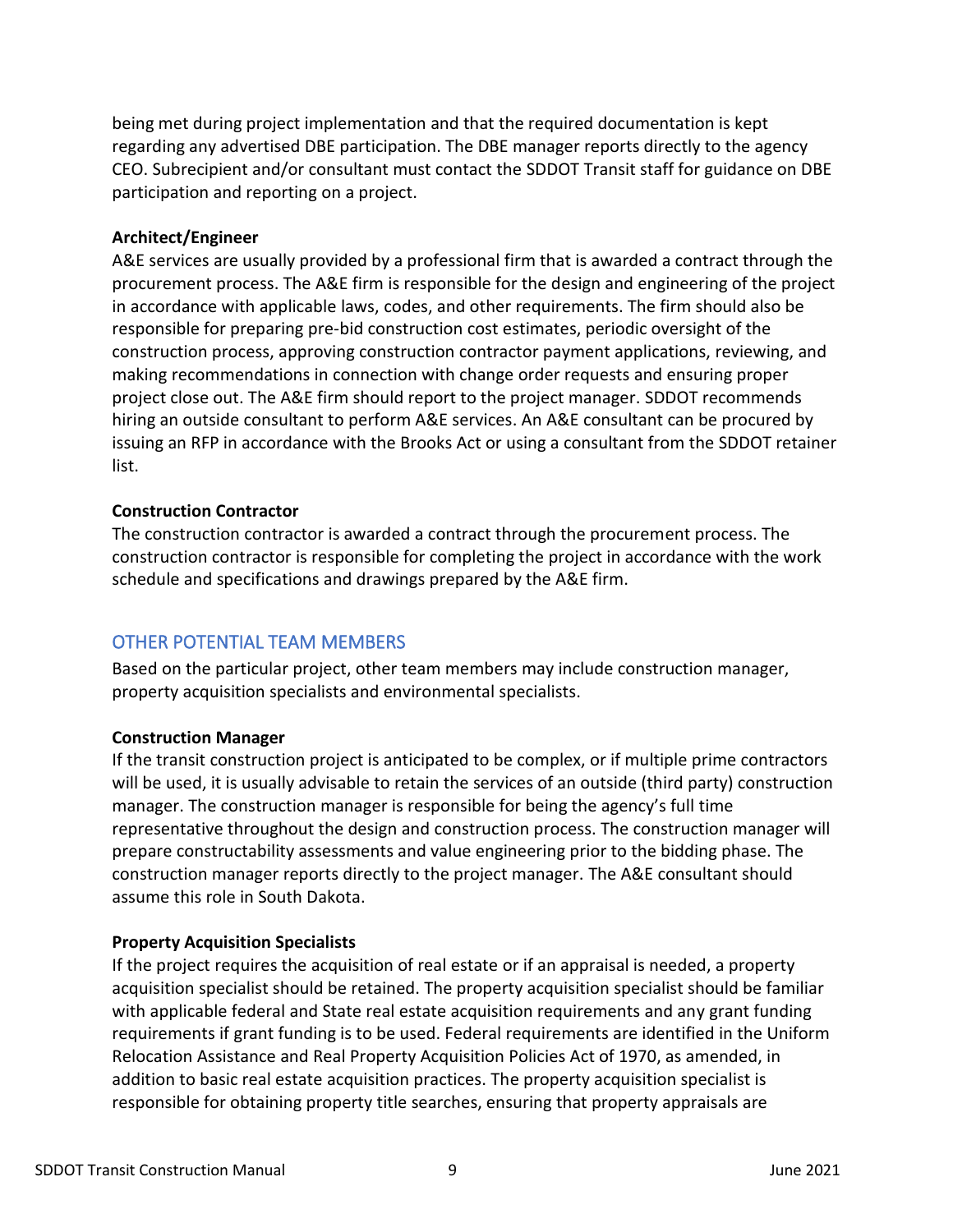being met during project implementation and that the required documentation is kept regarding any advertised DBE participation. The DBE manager reports directly to the agency CEO. Subrecipient and/or consultant must contact the SDDOT Transit staff for guidance on DBE participation and reporting on a project.

**Architect/Engineer**

A&E services are usually provided by a professional firm that is awarded a contract through the procurement process. The A&E firm is responsible for the design and engineering of the project in accordance with applicable laws, codes, and other requirements. The firm should also be responsible for preparing pre-bid construction cost estimates, periodic oversight of the construction process, approving construction contractor payment applications, reviewing, and making recommendations in connection with change order requests and ensuring proper project close out. The A&E firm should report to the project manager. SDDOT recommends hiring an outside consultant to perform A&E services. An A&E consultant can be procured by issuing an RFP in accordance with the Brooks Act or using a consultant from the SDDOT retainer list.

**Construction Contractor**

The construction contractor is awarded a contract through the procurement process. The construction contractor is responsible for completing the project in accordance with the work schedule and specifications and drawings prepared by the A&E firm.

## OTHER POTENTIAL TEAM MEMBERS

Based on the particular project, other team members may include construction manager, property acquisition specialists and environmental specialists.

**Construction Manager**

If the transit construction project is anticipated to be complex, or if multiple prime contractors will be used, it is usually advisable to retain the services of an outside (third party) construction manager. The construction manager is responsible for being the agency's full time representative throughout the design and construction process. The construction manager will prepare constructability assessments and value engineering prior to the bidding phase. The construction manager reports directly to the project manager. The A&E consultant should assume this role in South Dakota.

**Property Acquisition Specialists**

If the project requires the acquisition of real estate or if an appraisal is needed, a property acquisition specialist should be retained. The property acquisition specialist should be familiar with applicable federal and State real estate acquisition requirements and any grant funding requirements if grant funding is to be used. Federal requirements are identified in the Uniform Relocation Assistance and Real Property Acquisition Policies Act of 1970, as amended, in addition to basic real estate acquisition practices. The property acquisition specialist is responsible for obtaining property title searches, ensuring that property appraisals are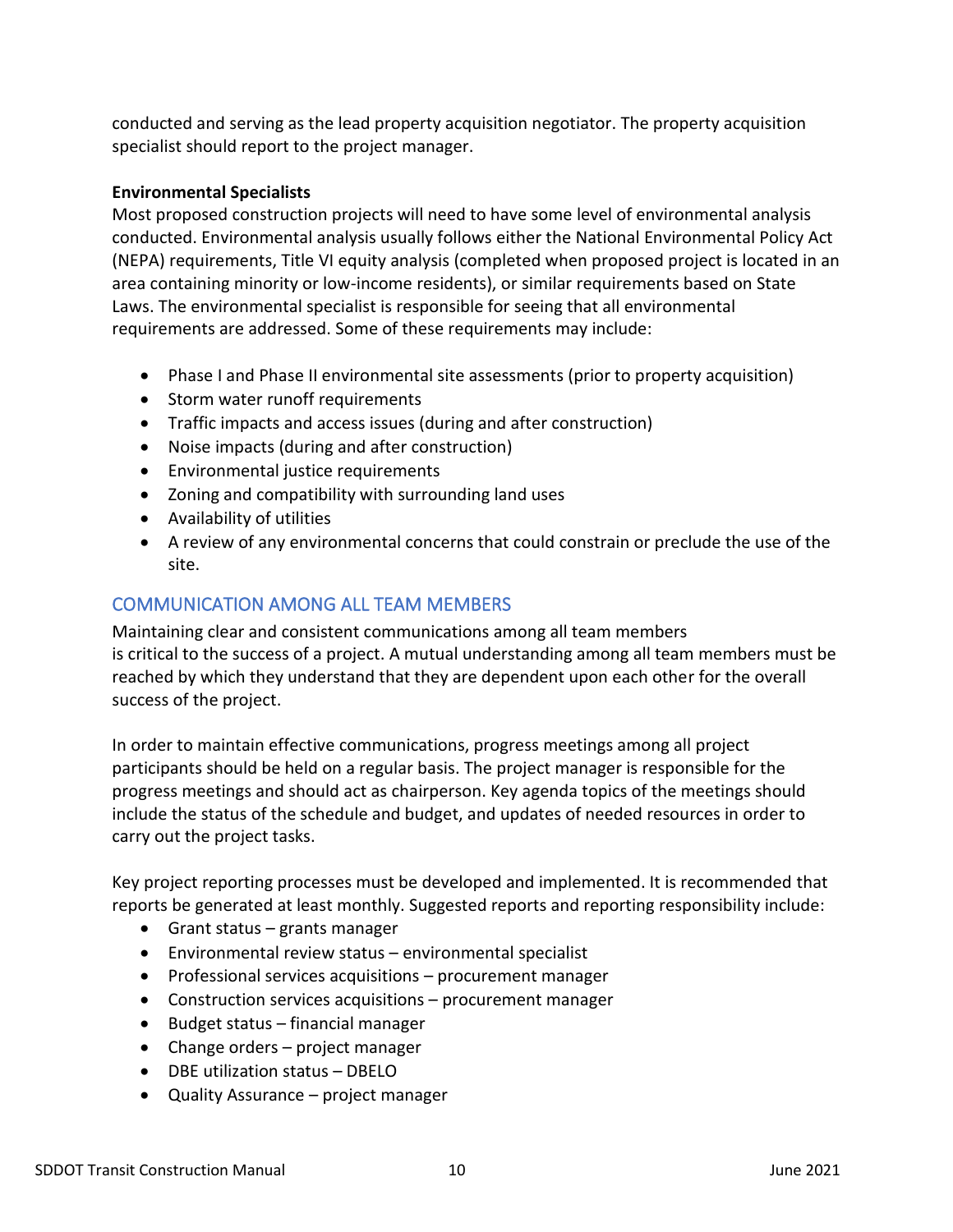conducted and serving as the lead property acquisition negotiator. The property acquisition specialist should report to the project manager.

**Environmental Specialists**

Most proposed construction projects will need to have some level of environmental analysis conducted. Environmental analysis usually follows either the National Environmental Policy Act (NEPA) requirements, Title VI equity analysis (completed when proposed project is located in an area containing minority or low-income residents), or similar requirements based on State Laws. The environmental specialist is responsible for seeing that all environmental requirements are addressed. Some of these requirements may include:

- Phase I and Phase II environmental site assessments (prior to property acquisition)
- Storm water runoff requirements
- Traffic impacts and access issues (during and after construction)
- Noise impacts (during and after construction)
- Environmental justice requirements
- Zoning and compatibility with surrounding land uses
- Availability of utilities
- A review of any environmental concerns that could constrain or preclude the use of the site.

## COMMUNICATION AMONG ALL TEAM MEMBERS

Maintaining clear and consistent communications among all team members is critical to the success of a project. A mutual understanding among all team members must be reached by which they understand that they are dependent upon each other for the overall success of the project.

In order to maintain effective communications, progress meetings among all project participants should be held on a regular basis. The project manager is responsible for the progress meetings and should act as chairperson. Key agenda topics of the meetings should include the status of the schedule and budget, and updates of needed resources in order to carry out the project tasks.

Key project reporting processes must be developed and implemented. It is recommended that reports be generated at least monthly. Suggested reports and reporting responsibility include:

- Grant status – grants manager
- Environmental review status – environmental specialist
- Professional services acquisitions – procurement manager
- Construction services acquisitions – procurement manager
- Budget status – financial manager
- Change orders – project manager
- DBE utilization status – DBELO
- Quality Assurance – project manager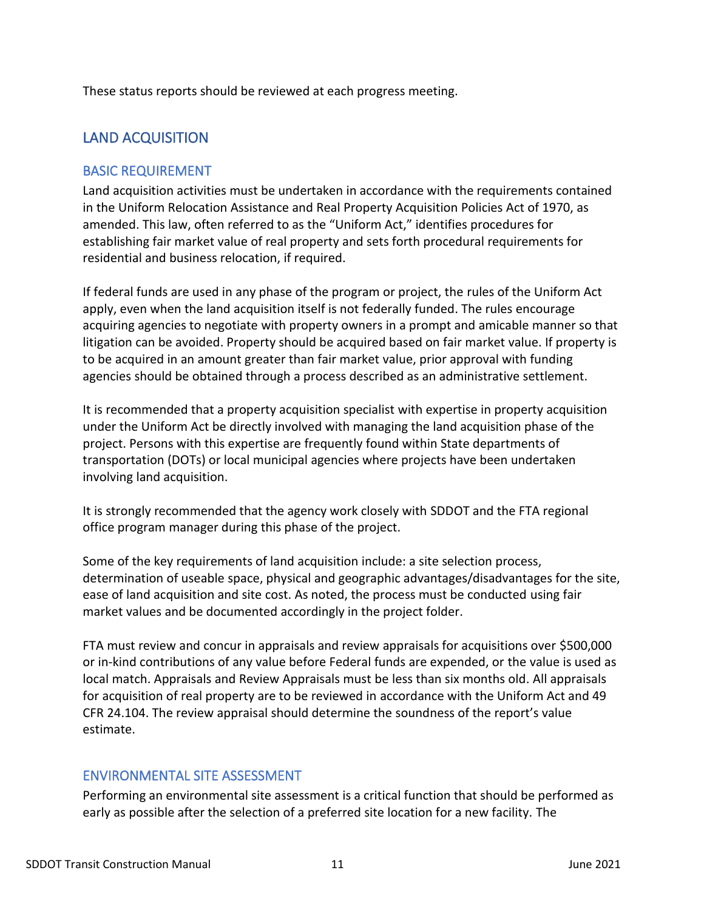These status reports should be reviewed at each progress meeting.

## LAND ACQUISITION

### BASIC REQUIREMENT

Land acquisition activities must be undertaken in accordance with the requirements contained in the Uniform Relocation Assistance and Real Property Acquisition Policies Act of 1970, as amended. This law, often referred to as the "Uniform Act," identifies procedures for establishing fair market value of real property and sets forth procedural requirements for residential and business relocation, if required.

If federal funds are used in any phase of the program or project, the rules of the Uniform Act apply, even when the land acquisition itself is not federally funded. The rules encourage acquiring agencies to negotiate with property owners in a prompt and amicable manner so that litigation can be avoided. Property should be acquired based on fair market value. If property is to be acquired in an amount greater than fair market value, prior approval with funding agencies should be obtained through a process described as an administrative settlement.

It is recommended that a property acquisition specialist with expertise in property acquisition under the Uniform Act be directly involved with managing the land acquisition phase of the project. Persons with this expertise are frequently found within State departments of transportation (DOTs) or local municipal agencies where projects have been undertaken involving land acquisition.

It is strongly recommended that the agency work closely with SDDOT and the FTA regional office program manager during this phase of the project.

Some of the key requirements of land acquisition include: a site selection process, determination of useable space, physical and geographic advantages/disadvantages for the site, ease of land acquisition and site cost. As noted, the process must be conducted using fair market values and be documented accordingly in the project folder.

FTA must review and concur in appraisals and review appraisals for acquisitions over $500,000 or in-kind contributions of any value before Federal funds are expended, or the value is used as local match. Appraisals and Review Appraisals must be less than six months old. All appraisals for acquisition of real property are to be reviewed in accordance with the Uniform Act and 49 CFR 24.104. The review appraisal should determine the soundness of the report's value estimate.

### ENVIRONMENTAL SITE ASSESSMENT

Performing an environmental site assessment is a critical function that should be performed as early as possible after the selection of a preferred site location for a new facility. The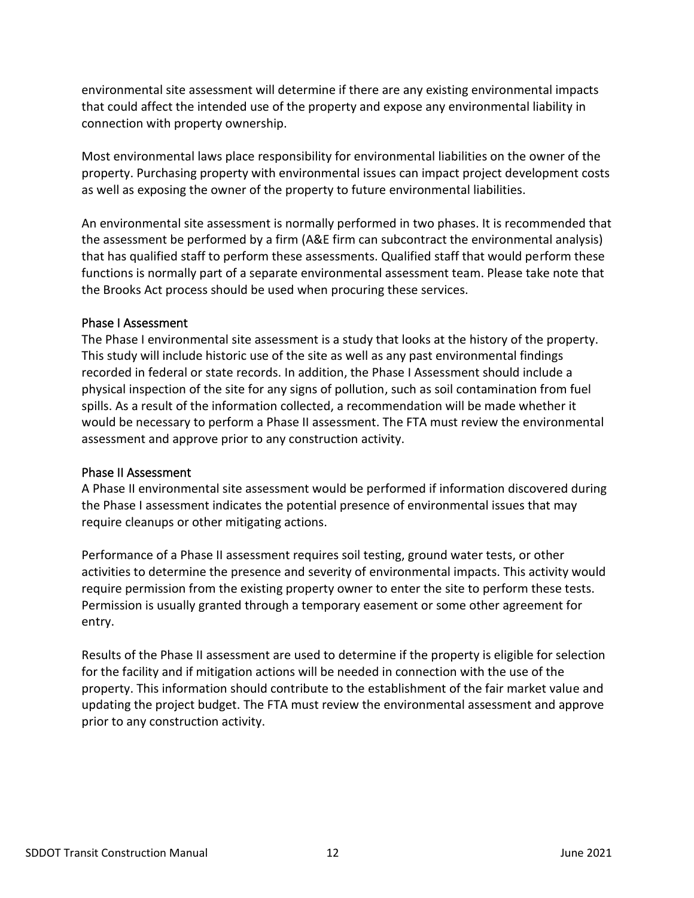environmental site assessment will determine if there are any existing environmental impacts that could affect the intended use of the property and expose any environmental liability in connection with property ownership.

Most environmental laws place responsibility for environmental liabilities on the owner of the property. Purchasing property with environmental issues can impact project development costs as well as exposing the owner of the property to future environmental liabilities.

An environmental site assessment is normally performed in two phases. It is recommended that the assessment be performed by a firm (A&E firm can subcontract the environmental analysis) that has qualified staff to perform these assessments. Qualified staff that would perform these functions is normally part of a separate environmental assessment team. Please take note that the Brooks Act process should be used when procuring these services.

### Phase I Assessment

The Phase I environmental site assessment is a study that looks at the history of the property. This study will include historic use of the site as well as any past environmental findings recorded in federal or state records. In addition, the Phase I Assessment should include a physical inspection of the site for any signs of pollution, such as soil contamination from fuel spills. As a result of the information collected, a recommendation will be made whether it would be necessary to perform a Phase II assessment. The FTA must review the environmental assessment and approve prior to any construction activity.

### Phase II Assessment

A Phase II environmental site assessment would be performed if information discovered during the Phase I assessment indicates the potential presence of environmental issues that may require cleanups or other mitigating actions.

Performance of a Phase II assessment requires soil testing, ground water tests, or other activities to determine the presence and severity of environmental impacts. This activity would require permission from the existing property owner to enter the site to perform these tests. Permission is usually granted through a temporary easement or some other agreement for entry.

Results of the Phase II assessment are used to determine if the property is eligible for selection for the facility and if mitigation actions will be needed in connection with the use of the property. This information should contribute to the establishment of the fair market value and updating the project budget. The FTA must review the environmental assessment and approve prior to any construction activity.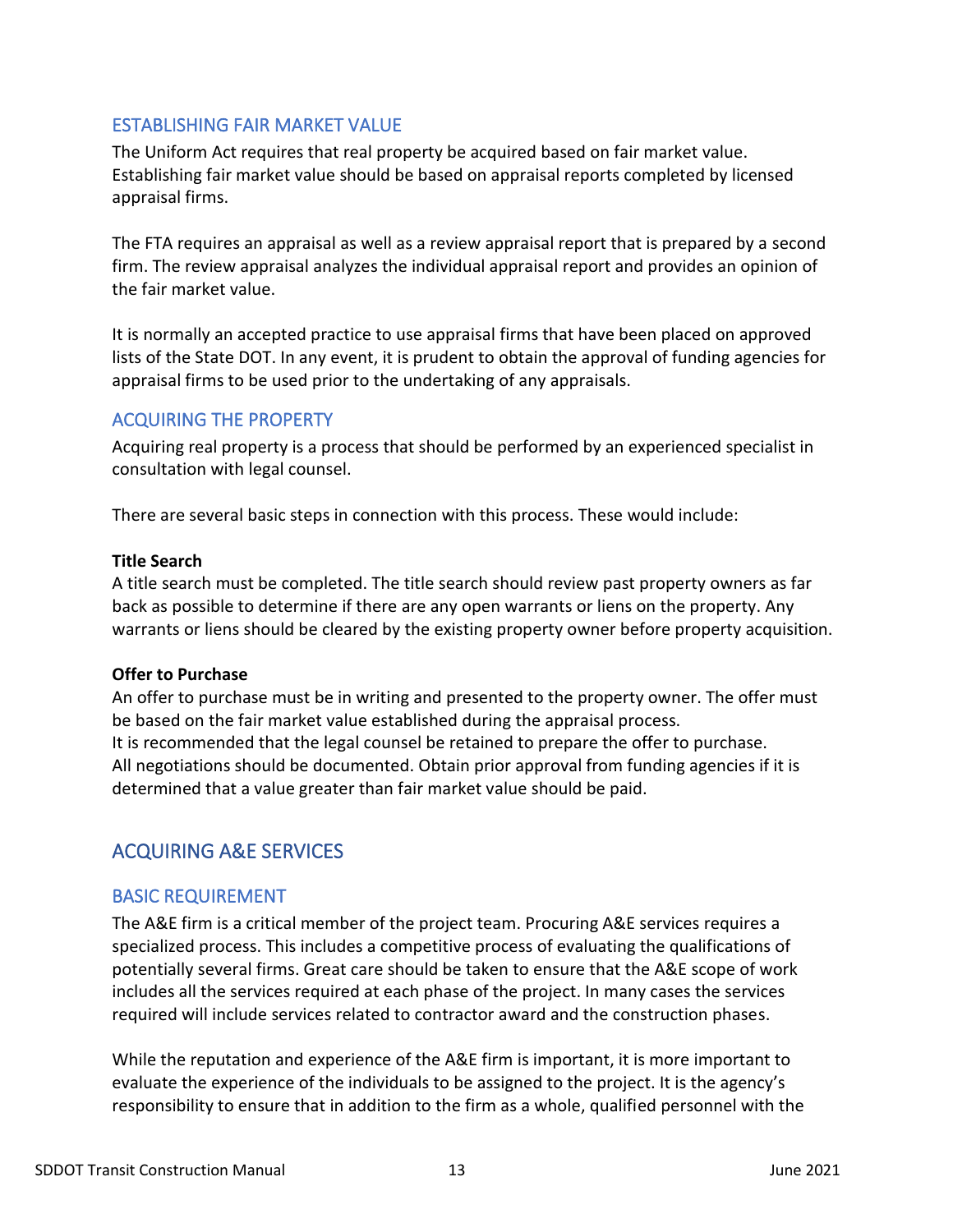### ESTABLISHING FAIR MARKET VALUE

The Uniform Act requires that real property be acquired based on fair market value. Establishing fair market value should be based on appraisal reports completed by licensed appraisal firms.

The FTA requires an appraisal as well as a review appraisal report that is prepared by a second firm. The review appraisal analyzes the individual appraisal report and provides an opinion of the fair market value.

It is normally an accepted practice to use appraisal firms that have been placed on approved lists of the State DOT. In any event, it is prudent to obtain the approval of funding agencies for appraisal firms to be used prior to the undertaking of any appraisals.

### ACQUIRING THE PROPERTY

Acquiring real property is a process that should be performed by an experienced specialist in consultation with legal counsel.

There are several basic steps in connection with this process. These would include:

**Title Search**

A title search must be completed. The title search should review past property owners as far back as possible to determine if there are any open warrants or liens on the property. Any warrants or liens should be cleared by the existing property owner before property acquisition.

**Offer to Purchase**

An offer to purchase must be in writing and presented to the property owner. The offer must be based on the fair market value established during the appraisal process.
It is recommended that the legal counsel be retained to prepare the offer to purchase.
All negotiations should be documented. Obtain prior approval from funding agencies if it is determined that a value greater than fair market value should be paid.

## ACQUIRING A&E SERVICES

### BASIC REQUIREMENT

The A&E firm is a critical member of the project team. Procuring A&E services requires a specialized process. This includes a competitive process of evaluating the qualifications of potentially several firms. Great care should be taken to ensure that the A&E scope of work includes all the services required at each phase of the project. In many cases the services required will include services related to contractor award and the construction phases.

While the reputation and experience of the A&E firm is important, it is more important to evaluate the experience of the individuals to be assigned to the project. It is the agency's responsibility to ensure that in addition to the firm as a whole, qualified personnel with the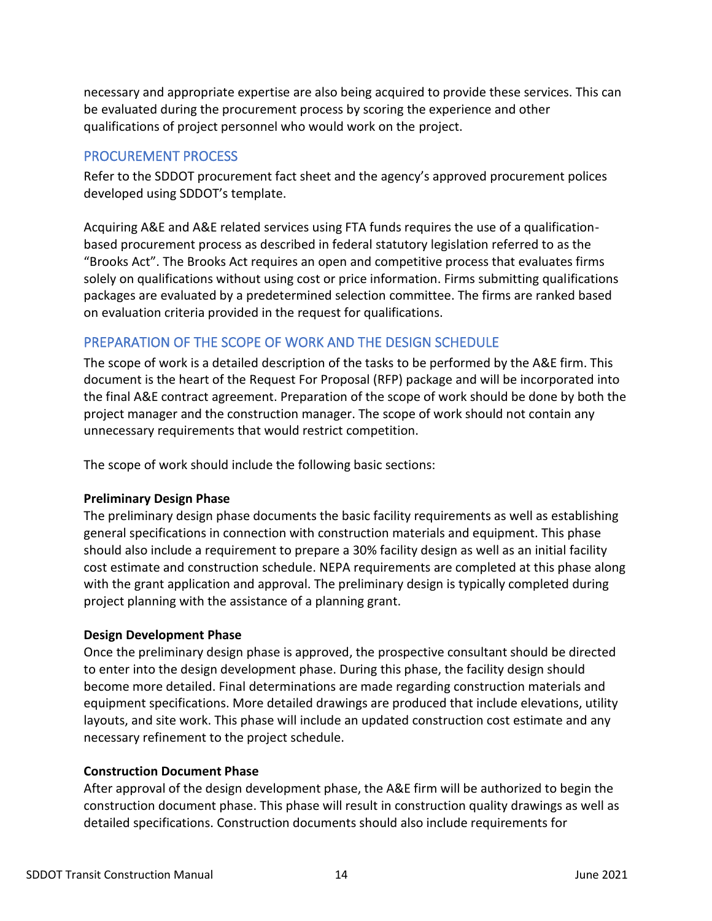necessary and appropriate expertise are also being acquired to provide these services. This can be evaluated during the procurement process by scoring the experience and other qualifications of project personnel who would work on the project.

## PROCUREMENT PROCESS

Refer to the SDDOT procurement fact sheet and the agency's approved procurement polices developed using SDDOT's template.

Acquiring A&E and A&E related services using FTA funds requires the use of a qualification-based procurement process as described in federal statutory legislation referred to as the "Brooks Act". The Brooks Act requires an open and competitive process that evaluates firms solely on qualifications without using cost or price information. Firms submitting qualifications packages are evaluated by a predetermined selection committee. The firms are ranked based on evaluation criteria provided in the request for qualifications.

## PREPARATION OF THE SCOPE OF WORK AND THE DESIGN SCHEDULE

The scope of work is a detailed description of the tasks to be performed by the A&E firm. This document is the heart of the Request For Proposal (RFP) package and will be incorporated into the final A&E contract agreement. Preparation of the scope of work should be done by both the project manager and the construction manager. The scope of work should not contain any unnecessary requirements that would restrict competition.

The scope of work should include the following basic sections:

**Preliminary Design Phase**
The preliminary design phase documents the basic facility requirements as well as establishing general specifications in connection with construction materials and equipment. This phase should also include a requirement to prepare a 30% facility design as well as an initial facility cost estimate and construction schedule. NEPA requirements are completed at this phase along with the grant application and approval. The preliminary design is typically completed during project planning with the assistance of a planning grant.

**Design Development Phase**
Once the preliminary design phase is approved, the prospective consultant should be directed to enter into the design development phase. During this phase, the facility design should become more detailed. Final determinations are made regarding construction materials and equipment specifications. More detailed drawings are produced that include elevations, utility layouts, and site work. This phase will include an updated construction cost estimate and any necessary refinement to the project schedule.

**Construction Document Phase**
After approval of the design development phase, the A&E firm will be authorized to begin the construction document phase. This phase will result in construction quality drawings as well as detailed specifications. Construction documents should also include requirements for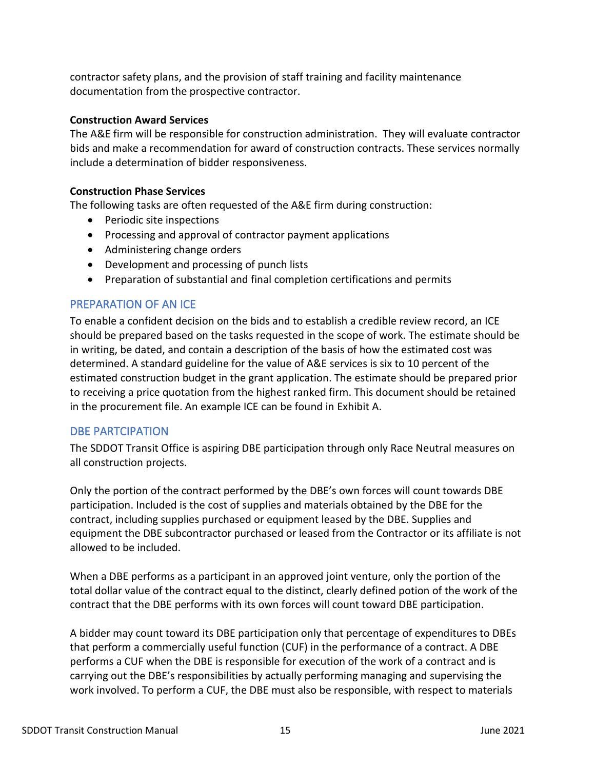contractor safety plans, and the provision of staff training and facility maintenance documentation from the prospective contractor.

**Construction Award Services**

The A&E firm will be responsible for construction administration. They will evaluate contractor bids and make a recommendation for award of construction contracts. These services normally include a determination of bidder responsiveness.

**Construction Phase Services**

The following tasks are often requested of the A&E firm during construction:

- Periodic site inspections
- Processing and approval of contractor payment applications
- Administering change orders
- Development and processing of punch lists
- Preparation of substantial and final completion certifications and permits

## PREPARATION OF AN ICE

To enable a confident decision on the bids and to establish a credible review record, an ICE should be prepared based on the tasks requested in the scope of work. The estimate should be in writing, be dated, and contain a description of the basis of how the estimated cost was determined. A standard guideline for the value of A&E services is six to 10 percent of the estimated construction budget in the grant application. The estimate should be prepared prior to receiving a price quotation from the highest ranked firm. This document should be retained in the procurement file. An example ICE can be found in Exhibit A.

## DBE PARTCIPATION

The SDDOT Transit Office is aspiring DBE participation through only Race Neutral measures on all construction projects.

Only the portion of the contract performed by the DBE's own forces will count towards DBE participation. Included is the cost of supplies and materials obtained by the DBE for the contract, including supplies purchased or equipment leased by the DBE. Supplies and equipment the DBE subcontractor purchased or leased from the Contractor or its affiliate is not allowed to be included.

When a DBE performs as a participant in an approved joint venture, only the portion of the total dollar value of the contract equal to the distinct, clearly defined potion of the work of the contract that the DBE performs with its own forces will count toward DBE participation.

A bidder may count toward its DBE participation only that percentage of expenditures to DBEs that perform a commercially useful function (CUF) in the performance of a contract. A DBE performs a CUF when the DBE is responsible for execution of the work of a contract and is carrying out the DBE's responsibilities by actually performing managing and supervising the work involved. To perform a CUF, the DBE must also be responsible, with respect to materials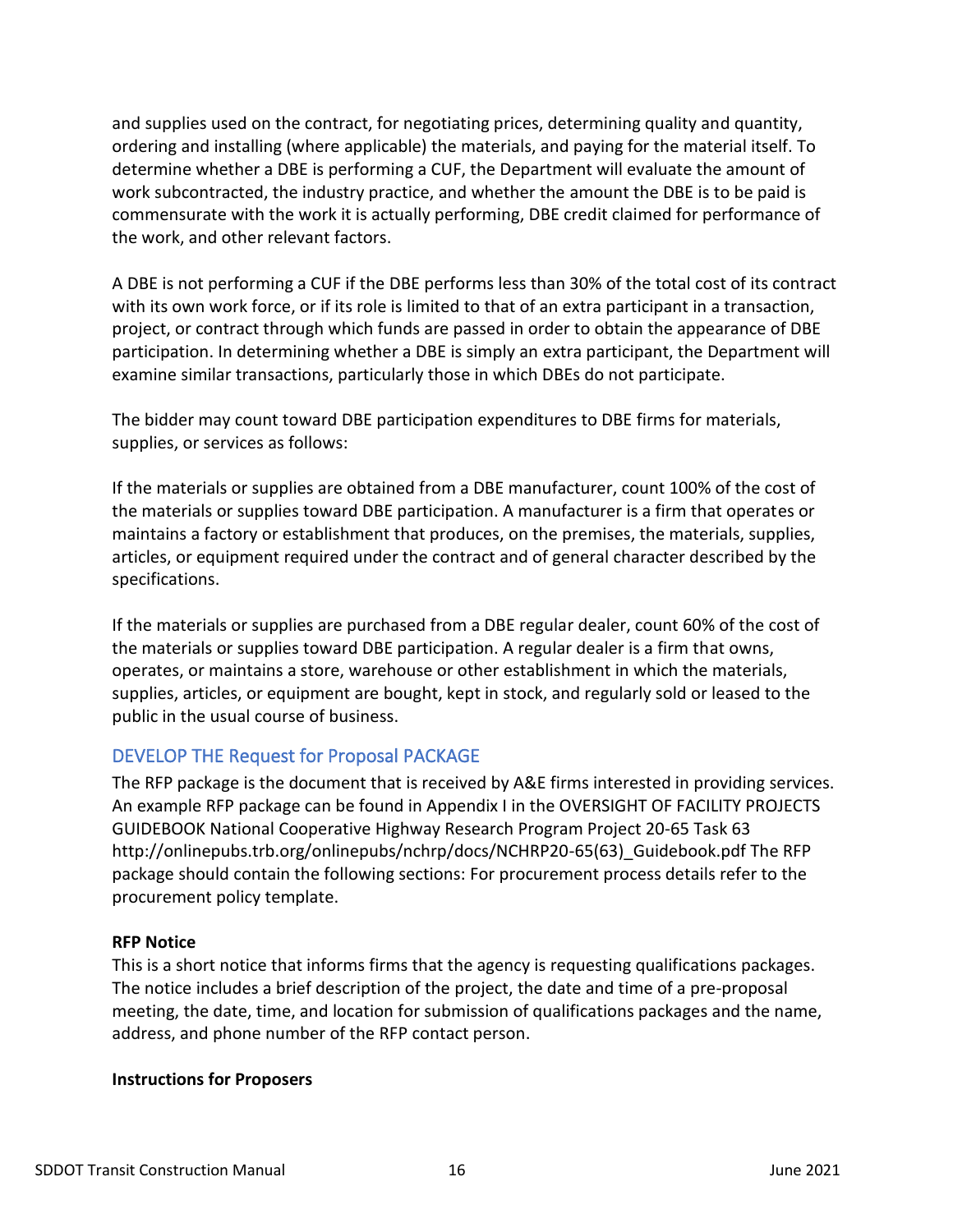and supplies used on the contract, for negotiating prices, determining quality and quantity, ordering and installing (where applicable) the materials, and paying for the material itself. To determine whether a DBE is performing a CUF, the Department will evaluate the amount of work subcontracted, the industry practice, and whether the amount the DBE is to be paid is commensurate with the work it is actually performing, DBE credit claimed for performance of the work, and other relevant factors.

A DBE is not performing a CUF if the DBE performs less than 30% of the total cost of its contract with its own work force, or if its role is limited to that of an extra participant in a transaction, project, or contract through which funds are passed in order to obtain the appearance of DBE participation. In determining whether a DBE is simply an extra participant, the Department will examine similar transactions, particularly those in which DBEs do not participate.

The bidder may count toward DBE participation expenditures to DBE firms for materials, supplies, or services as follows:

If the materials or supplies are obtained from a DBE manufacturer, count 100% of the cost of the materials or supplies toward DBE participation. A manufacturer is a firm that operates or maintains a factory or establishment that produces, on the premises, the materials, supplies, articles, or equipment required under the contract and of general character described by the specifications.

If the materials or supplies are purchased from a DBE regular dealer, count 60% of the cost of the materials or supplies toward DBE participation. A regular dealer is a firm that owns, operates, or maintains a store, warehouse or other establishment in which the materials, supplies, articles, or equipment are bought, kept in stock, and regularly sold or leased to the public in the usual course of business.

## DEVELOP THE Request for Proposal PACKAGE

The RFP package is the document that is received by A&E firms interested in providing services. An example RFP package can be found in Appendix I in the OVERSIGHT OF FACILITY PROJECTS GUIDEBOOK National Cooperative Highway Research Program Project 20-65 Task 63 http://onlinepubs.trb.org/onlinepubs/nchrp/docs/NCHRP20-65(63)_Guidebook.pdf The RFP package should contain the following sections: For procurement process details refer to the procurement policy template.

**RFP Notice**

This is a short notice that informs firms that the agency is requesting qualifications packages. The notice includes a brief description of the project, the date and time of a pre-proposal meeting, the date, time, and location for submission of qualifications packages and the name, address, and phone number of the RFP contact person.

**Instructions for Proposers**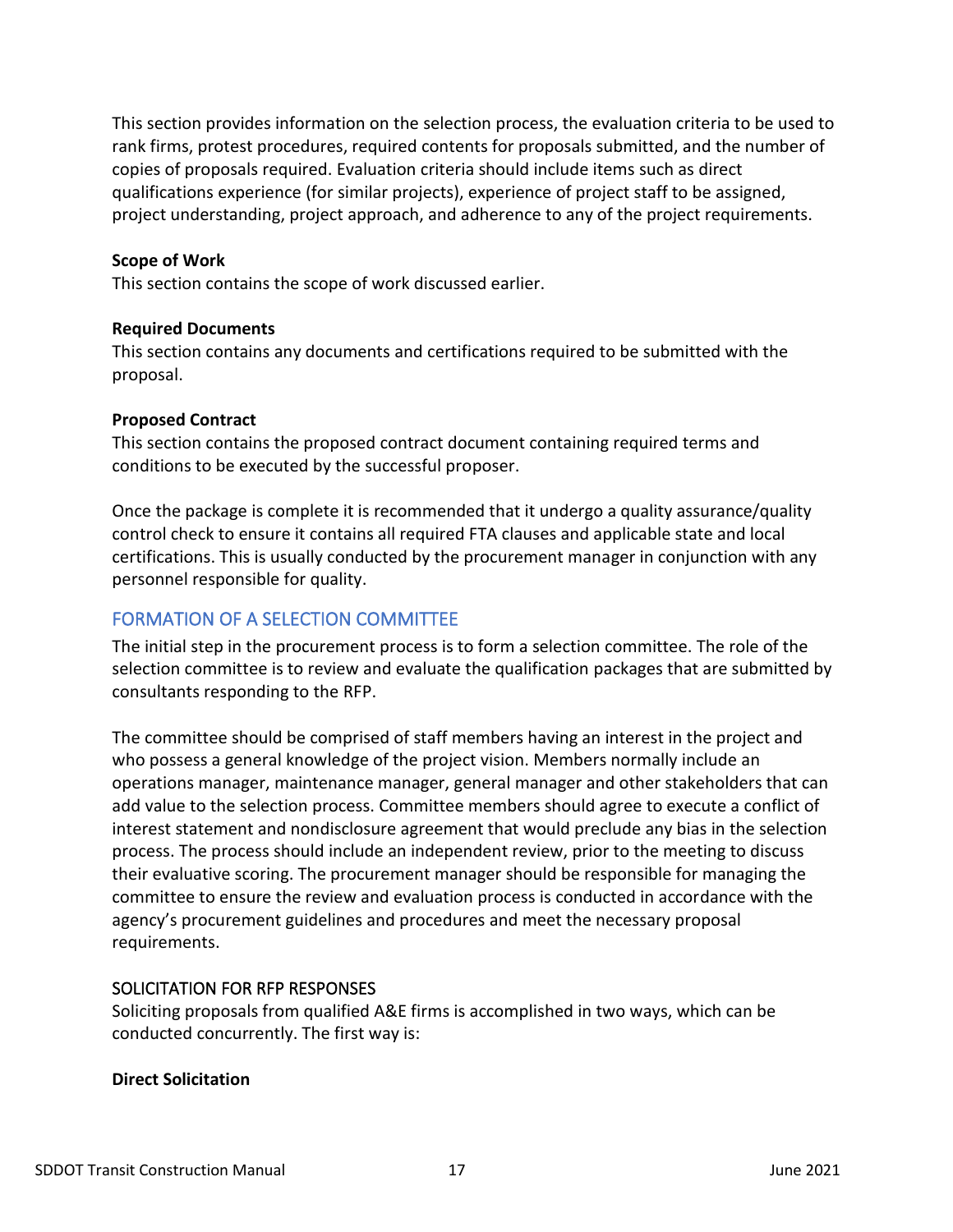This section provides information on the selection process, the evaluation criteria to be used to rank firms, protest procedures, required contents for proposals submitted, and the number of copies of proposals required. Evaluation criteria should include items such as direct qualifications experience (for similar projects), experience of project staff to be assigned, project understanding, project approach, and adherence to any of the project requirements.

**Scope of Work**
This section contains the scope of work discussed earlier.

**Required Documents**
This section contains any documents and certifications required to be submitted with the proposal.

**Proposed Contract**
This section contains the proposed contract document containing required terms and conditions to be executed by the successful proposer.

Once the package is complete it is recommended that it undergo a quality assurance/quality control check to ensure it contains all required FTA clauses and applicable state and local certifications. This is usually conducted by the procurement manager in conjunction with any personnel responsible for quality.

## FORMATION OF A SELECTION COMMITTEE

The initial step in the procurement process is to form a selection committee. The role of the selection committee is to review and evaluate the qualification packages that are submitted by consultants responding to the RFP.

The committee should be comprised of staff members having an interest in the project and who possess a general knowledge of the project vision. Members normally include an operations manager, maintenance manager, general manager and other stakeholders that can add value to the selection process. Committee members should agree to execute a conflict of interest statement and nondisclosure agreement that would preclude any bias in the selection process. The process should include an independent review, prior to the meeting to discuss their evaluative scoring. The procurement manager should be responsible for managing the committee to ensure the review and evaluation process is conducted in accordance with the agency's procurement guidelines and procedures and meet the necessary proposal requirements.

### SOLICITATION FOR RFP RESPONSES

Soliciting proposals from qualified A&E firms is accomplished in two ways, which can be conducted concurrently. The first way is:

**Direct Solicitation**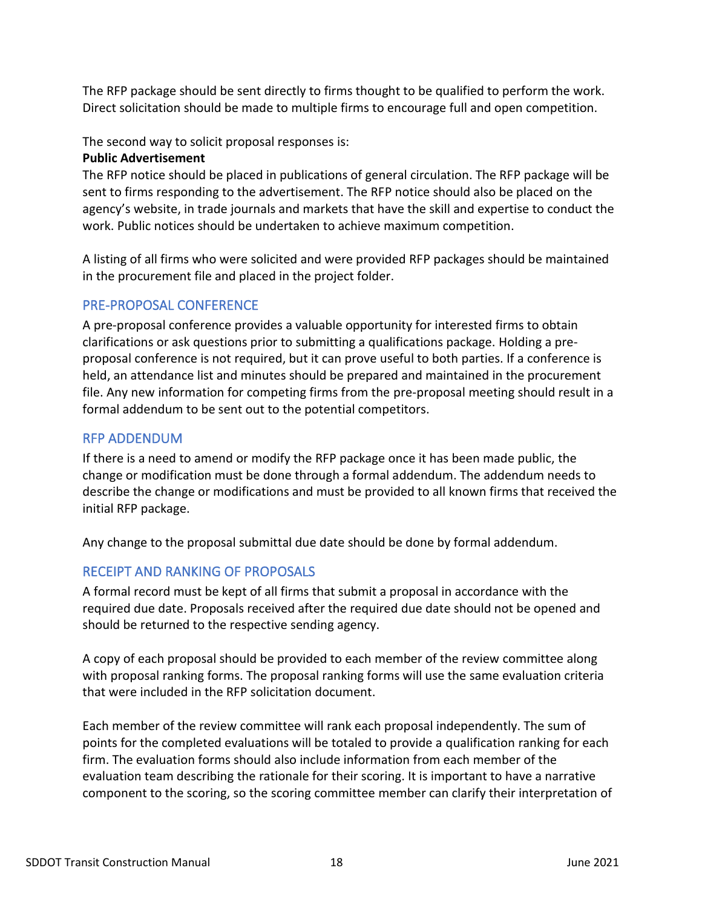The RFP package should be sent directly to firms thought to be qualified to perform the work. Direct solicitation should be made to multiple firms to encourage full and open competition.

The second way to solicit proposal responses is:

**Public Advertisement**

The RFP notice should be placed in publications of general circulation. The RFP package will be sent to firms responding to the advertisement. The RFP notice should also be placed on the agency's website, in trade journals and markets that have the skill and expertise to conduct the work. Public notices should be undertaken to achieve maximum competition.

A listing of all firms who were solicited and were provided RFP packages should be maintained in the procurement file and placed in the project folder.

## PRE-PROPOSAL CONFERENCE

A pre-proposal conference provides a valuable opportunity for interested firms to obtain clarifications or ask questions prior to submitting a qualifications package. Holding a pre-proposal conference is not required, but it can prove useful to both parties. If a conference is held, an attendance list and minutes should be prepared and maintained in the procurement file. Any new information for competing firms from the pre-proposal meeting should result in a formal addendum to be sent out to the potential competitors.

## RFP ADDENDUM

If there is a need to amend or modify the RFP package once it has been made public, the change or modification must be done through a formal addendum. The addendum needs to describe the change or modifications and must be provided to all known firms that received the initial RFP package.

Any change to the proposal submittal due date should be done by formal addendum.

## RECEIPT AND RANKING OF PROPOSALS

A formal record must be kept of all firms that submit a proposal in accordance with the required due date. Proposals received after the required due date should not be opened and should be returned to the respective sending agency.

A copy of each proposal should be provided to each member of the review committee along with proposal ranking forms. The proposal ranking forms will use the same evaluation criteria that were included in the RFP solicitation document.

Each member of the review committee will rank each proposal independently. The sum of points for the completed evaluations will be totaled to provide a qualification ranking for each firm. The evaluation forms should also include information from each member of the evaluation team describing the rationale for their scoring. It is important to have a narrative component to the scoring, so the scoring committee member can clarify their interpretation of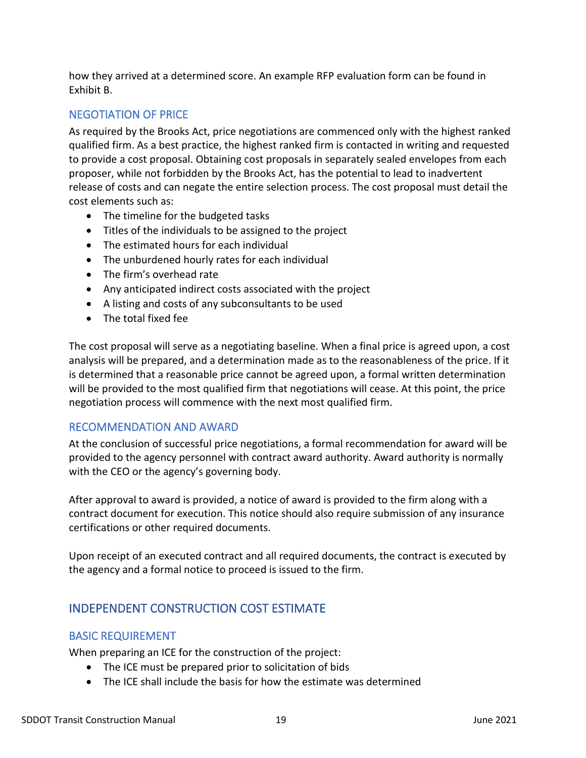how they arrived at a determined score. An example RFP evaluation form can be found in Exhibit B.

### NEGOTIATION OF PRICE

As required by the Brooks Act, price negotiations are commenced only with the highest ranked qualified firm. As a best practice, the highest ranked firm is contacted in writing and requested to provide a cost proposal. Obtaining cost proposals in separately sealed envelopes from each proposer, while not forbidden by the Brooks Act, has the potential to lead to inadvertent release of costs and can negate the entire selection process. The cost proposal must detail the cost elements such as:

- The timeline for the budgeted tasks
- Titles of the individuals to be assigned to the project
- The estimated hours for each individual
- The unburdened hourly rates for each individual
- The firm's overhead rate
- Any anticipated indirect costs associated with the project
- A listing and costs of any subconsultants to be used
- The total fixed fee

The cost proposal will serve as a negotiating baseline. When a final price is agreed upon, a cost analysis will be prepared, and a determination made as to the reasonableness of the price. If it is determined that a reasonable price cannot be agreed upon, a formal written determination will be provided to the most qualified firm that negotiations will cease. At this point, the price negotiation process will commence with the next most qualified firm.

### RECOMMENDATION AND AWARD

At the conclusion of successful price negotiations, a formal recommendation for award will be provided to the agency personnel with contract award authority. Award authority is normally with the CEO or the agency's governing body.

After approval to award is provided, a notice of award is provided to the firm along with a contract document for execution. This notice should also require submission of any insurance certifications or other required documents.

Upon receipt of an executed contract and all required documents, the contract is executed by the agency and a formal notice to proceed is issued to the firm.

## INDEPENDENT CONSTRUCTION COST ESTIMATE

### BASIC REQUIREMENT

When preparing an ICE for the construction of the project:

- The ICE must be prepared prior to solicitation of bids
- The ICE shall include the basis for how the estimate was determined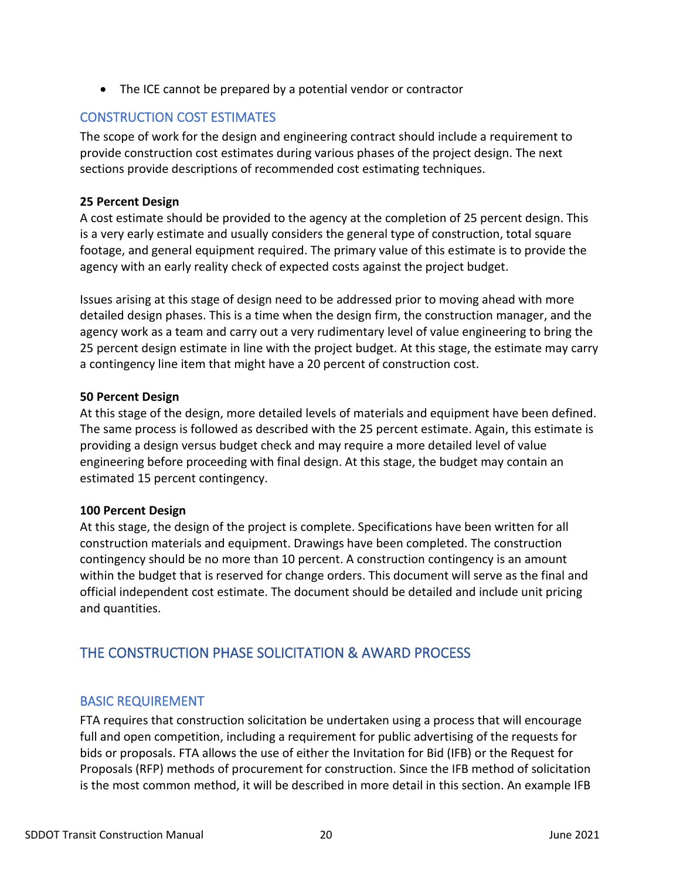- The ICE cannot be prepared by a potential vendor or contractor

## CONSTRUCTION COST ESTIMATES

The scope of work for the design and engineering contract should include a requirement to provide construction cost estimates during various phases of the project design. The next sections provide descriptions of recommended cost estimating techniques.

**25 Percent Design**

A cost estimate should be provided to the agency at the completion of 25 percent design. This is a very early estimate and usually considers the general type of construction, total square footage, and general equipment required. The primary value of this estimate is to provide the agency with an early reality check of expected costs against the project budget.

Issues arising at this stage of design need to be addressed prior to moving ahead with more detailed design phases. This is a time when the design firm, the construction manager, and the agency work as a team and carry out a very rudimentary level of value engineering to bring the 25 percent design estimate in line with the project budget. At this stage, the estimate may carry a contingency line item that might have a 20 percent of construction cost.

**50 Percent Design**

At this stage of the design, more detailed levels of materials and equipment have been defined. The same process is followed as described with the 25 percent estimate. Again, this estimate is providing a design versus budget check and may require a more detailed level of value engineering before proceeding with final design. At this stage, the budget may contain an estimated 15 percent contingency.

**100 Percent Design**

At this stage, the design of the project is complete. Specifications have been written for all construction materials and equipment. Drawings have been completed. The construction contingency should be no more than 10 percent. A construction contingency is an amount within the budget that is reserved for change orders. This document will serve as the final and official independent cost estimate. The document should be detailed and include unit pricing and quantities.

# THE CONSTRUCTION PHASE SOLICITATION & AWARD PROCESS

## BASIC REQUIREMENT

FTA requires that construction solicitation be undertaken using a process that will encourage full and open competition, including a requirement for public advertising of the requests for bids or proposals. FTA allows the use of either the Invitation for Bid (IFB) or the Request for Proposals (RFP) methods of procurement for construction. Since the IFB method of solicitation is the most common method, it will be described in more detail in this section. An example IFB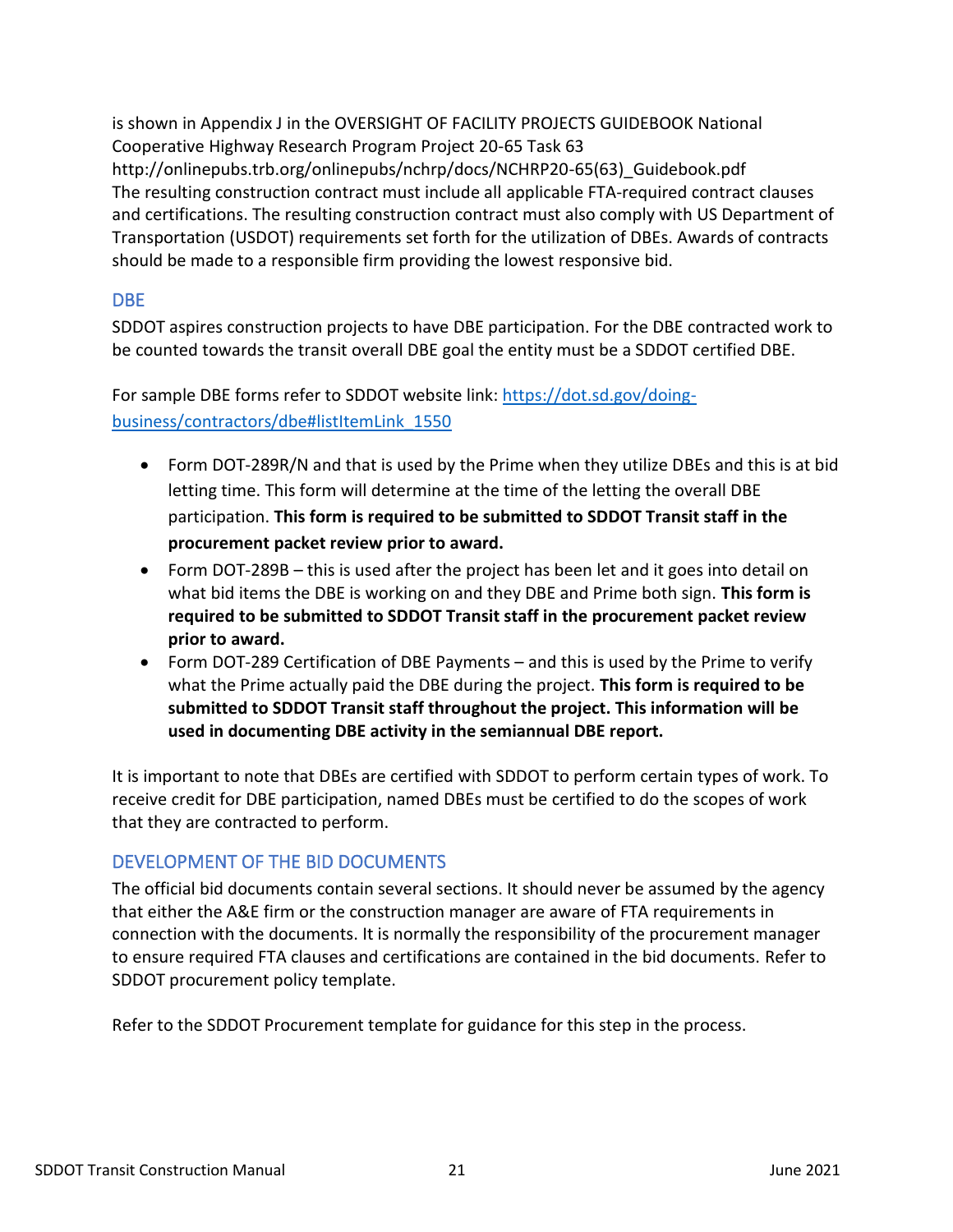is shown in Appendix J in the OVERSIGHT OF FACILITY PROJECTS GUIDEBOOK National Cooperative Highway Research Program Project 20-65 Task 63 http://onlinepubs.trb.org/onlinepubs/nchrp/docs/NCHRP20-65(63)_Guidebook.pdf The resulting construction contract must include all applicable FTA-required contract clauses and certifications. The resulting construction contract must also comply with US Department of Transportation (USDOT) requirements set forth for the utilization of DBEs. Awards of contracts should be made to a responsible firm providing the lowest responsive bid.

## DBE

SDDOT aspires construction projects to have DBE participation. For the DBE contracted work to be counted towards the transit overall DBE goal the entity must be a SDDOT certified DBE.

For sample DBE forms refer to SDDOT website link: [https://dot.sd.gov/doing-business/contractors/dbe#listItemLink_1550](https://dot.sd.gov/doing-business/contractors/dbe#listItemLink_1550)

- Form DOT-289R/N and that is used by the Prime when they utilize DBEs and this is at bid letting time. This form will determine at the time of the letting the overall DBE participation. **This form is required to be submitted to SDDOT Transit staff in the procurement packet review prior to award.**
- Form DOT-289B – this is used after the project has been let and it goes into detail on what bid items the DBE is working on and they DBE and Prime both sign. **This form is required to be submitted to SDDOT Transit staff in the procurement packet review prior to award.**
- Form DOT-289 Certification of DBE Payments – and this is used by the Prime to verify what the Prime actually paid the DBE during the project. **This form is required to be submitted to SDDOT Transit staff throughout the project. This information will be used in documenting DBE activity in the semiannual DBE report.**

It is important to note that DBEs are certified with SDDOT to perform certain types of work. To receive credit for DBE participation, named DBEs must be certified to do the scopes of work that they are contracted to perform.

## DEVELOPMENT OF THE BID DOCUMENTS

The official bid documents contain several sections. It should never be assumed by the agency that either the A&E firm or the construction manager are aware of FTA requirements in connection with the documents. It is normally the responsibility of the procurement manager to ensure required FTA clauses and certifications are contained in the bid documents. Refer to SDDOT procurement policy template.

Refer to the SDDOT Procurement template for guidance for this step in the process.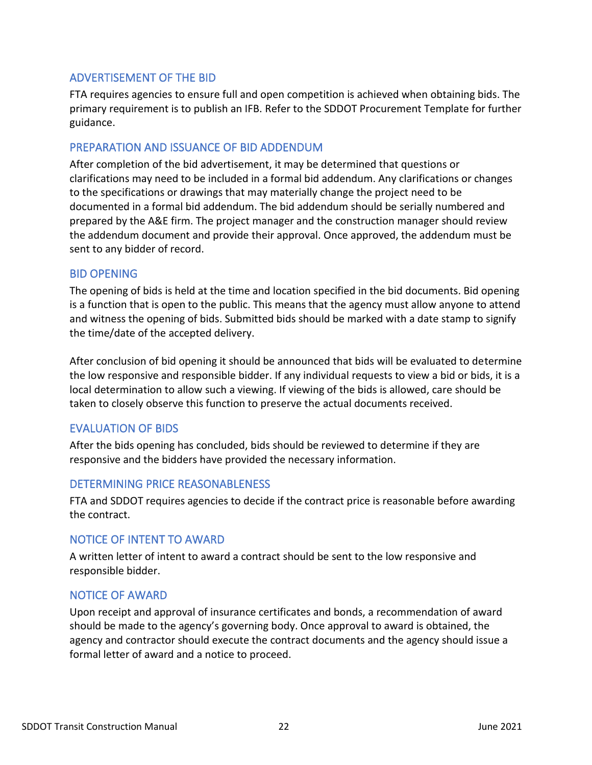## ADVERTISEMENT OF THE BID

FTA requires agencies to ensure full and open competition is achieved when obtaining bids. The primary requirement is to publish an IFB. Refer to the SDDOT Procurement Template for further guidance.

## PREPARATION AND ISSUANCE OF BID ADDENDUM

After completion of the bid advertisement, it may be determined that questions or clarifications may need to be included in a formal bid addendum. Any clarifications or changes to the specifications or drawings that may materially change the project need to be documented in a formal bid addendum. The bid addendum should be serially numbered and prepared by the A&E firm. The project manager and the construction manager should review the addendum document and provide their approval. Once approved, the addendum must be sent to any bidder of record.

## BID OPENING

The opening of bids is held at the time and location specified in the bid documents. Bid opening is a function that is open to the public. This means that the agency must allow anyone to attend and witness the opening of bids. Submitted bids should be marked with a date stamp to signify the time/date of the accepted delivery.

After conclusion of bid opening it should be announced that bids will be evaluated to determine the low responsive and responsible bidder. If any individual requests to view a bid or bids, it is a local determination to allow such a viewing. If viewing of the bids is allowed, care should be taken to closely observe this function to preserve the actual documents received.

## EVALUATION OF BIDS

After the bids opening has concluded, bids should be reviewed to determine if they are responsive and the bidders have provided the necessary information.

## DETERMINING PRICE REASONABLENESS

FTA and SDDOT requires agencies to decide if the contract price is reasonable before awarding the contract.

## NOTICE OF INTENT TO AWARD

A written letter of intent to award a contract should be sent to the low responsive and responsible bidder.

## NOTICE OF AWARD

Upon receipt and approval of insurance certificates and bonds, a recommendation of award should be made to the agency's governing body. Once approval to award is obtained, the agency and contractor should execute the contract documents and the agency should issue a formal letter of award and a notice to proceed.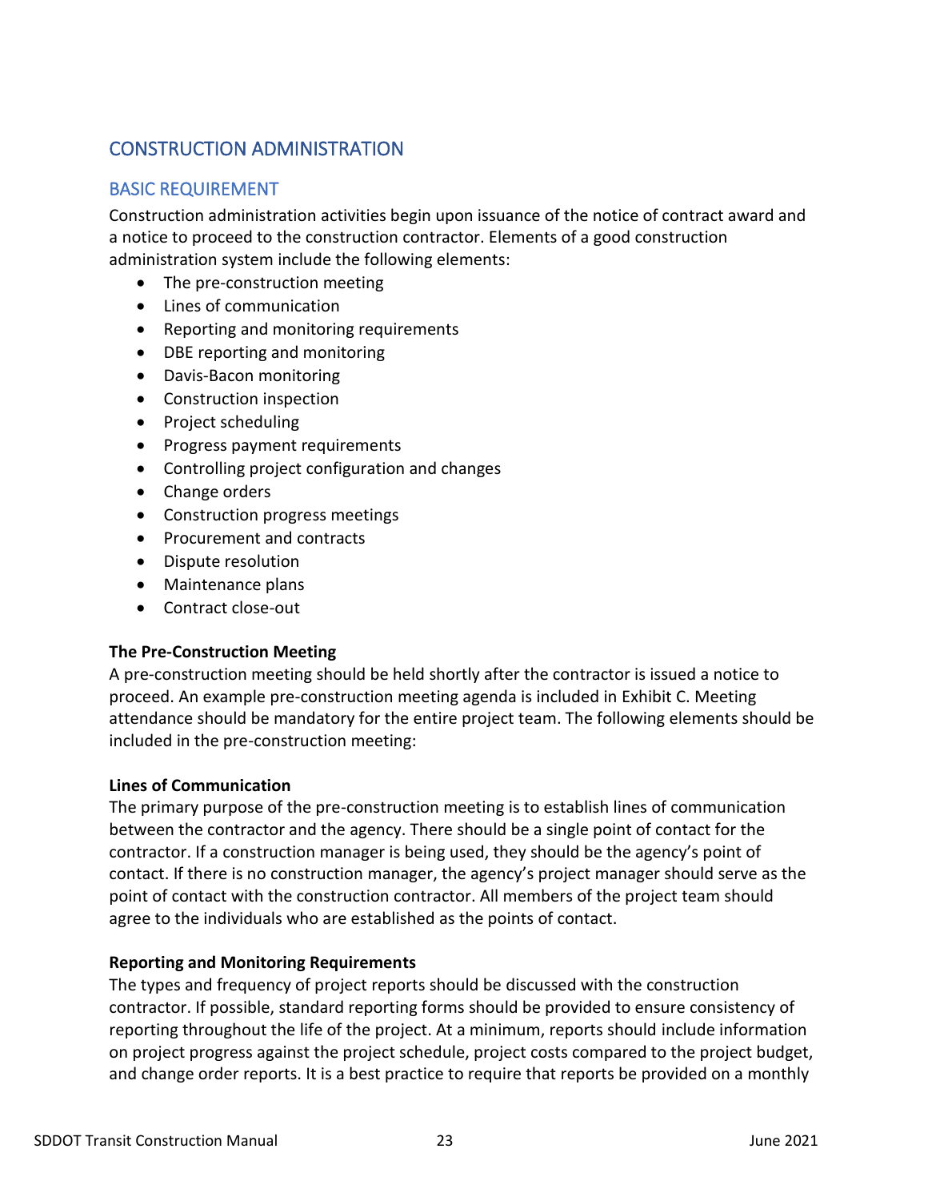## CONSTRUCTION ADMINISTRATION

### BASIC REQUIREMENT

Construction administration activities begin upon issuance of the notice of contract award and a notice to proceed to the construction contractor. Elements of a good construction administration system include the following elements:

- The pre-construction meeting
- Lines of communication
- Reporting and monitoring requirements
- DBE reporting and monitoring
- Davis-Bacon monitoring
- Construction inspection
- Project scheduling
- Progress payment requirements
- Controlling project configuration and changes
- Change orders
- Construction progress meetings
- Procurement and contracts
- Dispute resolution
- Maintenance plans
- Contract close-out

**The Pre-Construction Meeting**

A pre-construction meeting should be held shortly after the contractor is issued a notice to proceed. An example pre-construction meeting agenda is included in Exhibit C. Meeting attendance should be mandatory for the entire project team. The following elements should be included in the pre-construction meeting:

**Lines of Communication**

The primary purpose of the pre-construction meeting is to establish lines of communication between the contractor and the agency. There should be a single point of contact for the contractor. If a construction manager is being used, they should be the agency's point of contact. If there is no construction manager, the agency's project manager should serve as the point of contact with the construction contractor. All members of the project team should agree to the individuals who are established as the points of contact.

**Reporting and Monitoring Requirements**

The types and frequency of project reports should be discussed with the construction contractor. If possible, standard reporting forms should be provided to ensure consistency of reporting throughout the life of the project. At a minimum, reports should include information on project progress against the project schedule, project costs compared to the project budget, and change order reports. It is a best practice to require that reports be provided on a monthly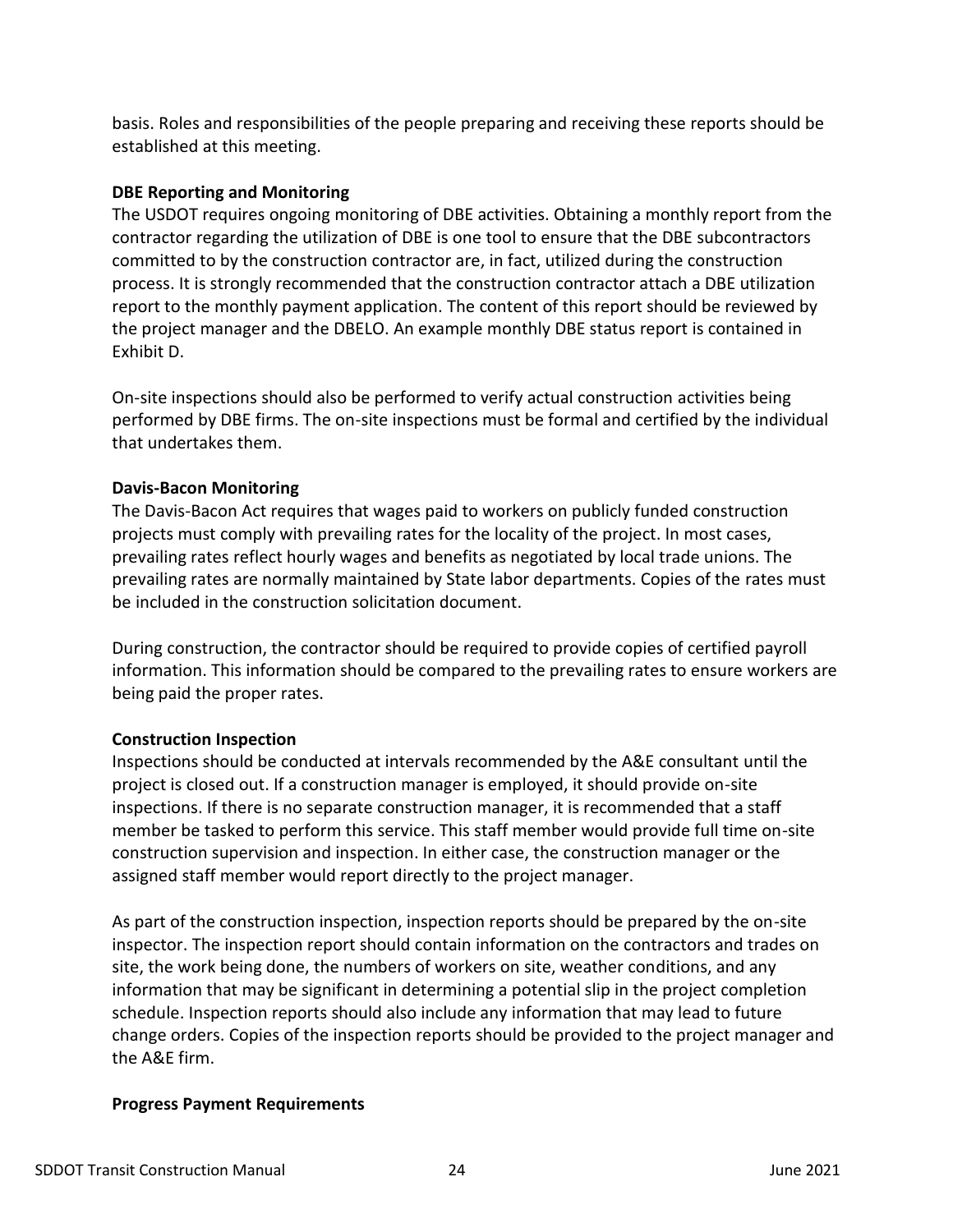basis. Roles and responsibilities of the people preparing and receiving these reports should be established at this meeting.

**DBE Reporting and Monitoring**

The USDOT requires ongoing monitoring of DBE activities. Obtaining a monthly report from the contractor regarding the utilization of DBE is one tool to ensure that the DBE subcontractors committed to by the construction contractor are, in fact, utilized during the construction process. It is strongly recommended that the construction contractor attach a DBE utilization report to the monthly payment application. The content of this report should be reviewed by the project manager and the DBELO. An example monthly DBE status report is contained in Exhibit D.

On-site inspections should also be performed to verify actual construction activities being performed by DBE firms. The on-site inspections must be formal and certified by the individual that undertakes them.

**Davis-Bacon Monitoring**

The Davis-Bacon Act requires that wages paid to workers on publicly funded construction projects must comply with prevailing rates for the locality of the project. In most cases, prevailing rates reflect hourly wages and benefits as negotiated by local trade unions. The prevailing rates are normally maintained by State labor departments. Copies of the rates must be included in the construction solicitation document.

During construction, the contractor should be required to provide copies of certified payroll information. This information should be compared to the prevailing rates to ensure workers are being paid the proper rates.

**Construction Inspection**

Inspections should be conducted at intervals recommended by the A&E consultant until the project is closed out. If a construction manager is employed, it should provide on-site inspections. If there is no separate construction manager, it is recommended that a staff member be tasked to perform this service. This staff member would provide full time on-site construction supervision and inspection. In either case, the construction manager or the assigned staff member would report directly to the project manager.

As part of the construction inspection, inspection reports should be prepared by the on-site inspector. The inspection report should contain information on the contractors and trades on site, the work being done, the numbers of workers on site, weather conditions, and any information that may be significant in determining a potential slip in the project completion schedule. Inspection reports should also include any information that may lead to future change orders. Copies of the inspection reports should be provided to the project manager and the A&E firm.

**Progress Payment Requirements**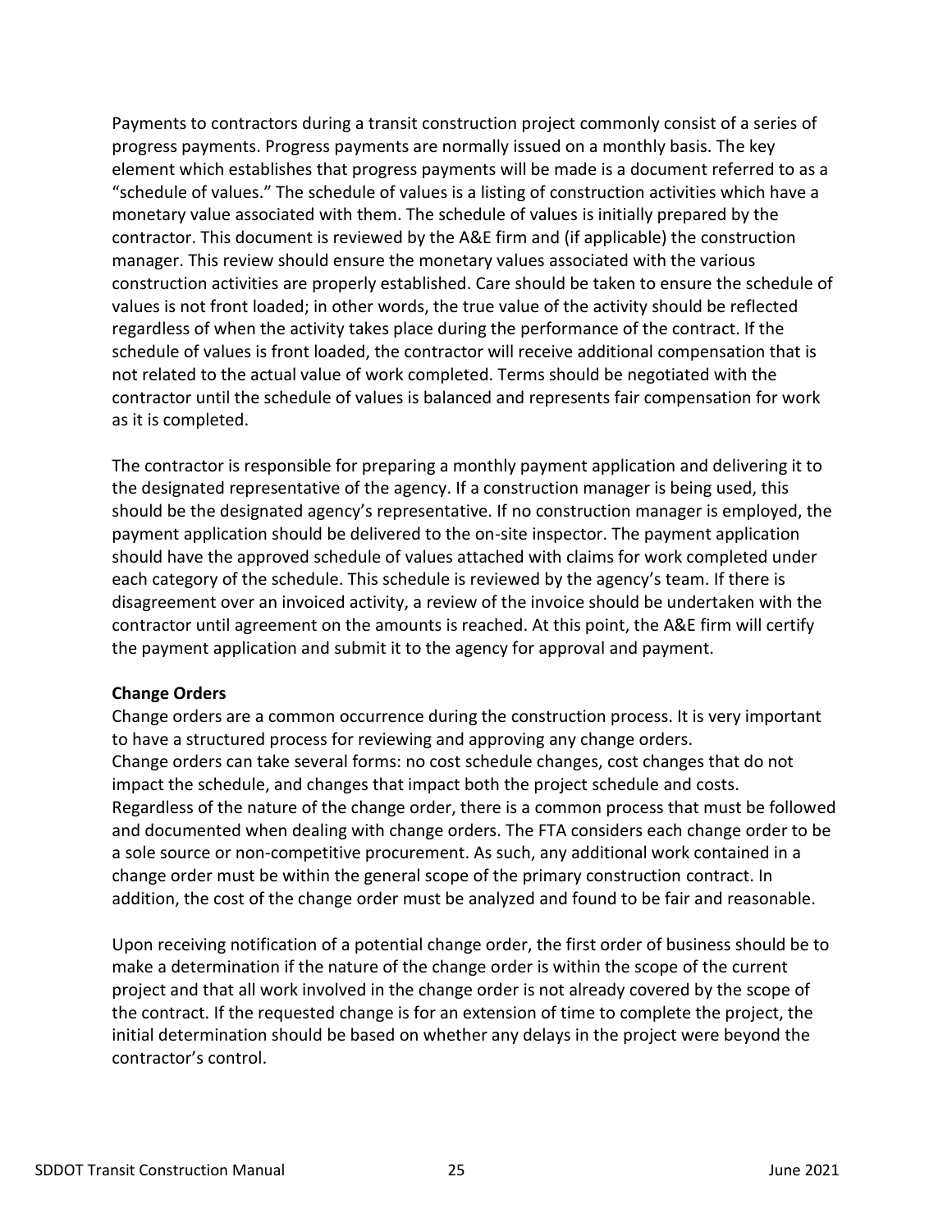Payments to contractors during a transit construction project commonly consist of a series of progress payments. Progress payments are normally issued on a monthly basis. The key element which establishes that progress payments will be made is a document referred to as a "schedule of values." The schedule of values is a listing of construction activities which have a monetary value associated with them. The schedule of values is initially prepared by the contractor. This document is reviewed by the A&E firm and (if applicable) the construction manager. This review should ensure the monetary values associated with the various construction activities are properly established. Care should be taken to ensure the schedule of values is not front loaded; in other words, the true value of the activity should be reflected regardless of when the activity takes place during the performance of the contract. If the schedule of values is front loaded, the contractor will receive additional compensation that is not related to the actual value of work completed. Terms should be negotiated with the contractor until the schedule of values is balanced and represents fair compensation for work as it is completed.

The contractor is responsible for preparing a monthly payment application and delivering it to the designated representative of the agency. If a construction manager is being used, this should be the designated agency's representative. If no construction manager is employed, the payment application should be delivered to the on-site inspector. The payment application should have the approved schedule of values attached with claims for work completed under each category of the schedule. This schedule is reviewed by the agency's team. If there is disagreement over an invoiced activity, a review of the invoice should be undertaken with the contractor until agreement on the amounts is reached. At this point, the A&E firm will certify the payment application and submit it to the agency for approval and payment.

**Change Orders**

Change orders are a common occurrence during the construction process. It is very important to have a structured process for reviewing and approving any change orders.
Change orders can take several forms: no cost schedule changes, cost changes that do not impact the schedule, and changes that impact both the project schedule and costs. Regardless of the nature of the change order, there is a common process that must be followed and documented when dealing with change orders. The FTA considers each change order to be a sole source or non-competitive procurement. As such, any additional work contained in a change order must be within the general scope of the primary construction contract. In addition, the cost of the change order must be analyzed and found to be fair and reasonable.

Upon receiving notification of a potential change order, the first order of business should be to make a determination if the nature of the change order is within the scope of the current project and that all work involved in the change order is not already covered by the scope of the contract. If the requested change is for an extension of time to complete the project, the initial determination should be based on whether any delays in the project were beyond the contractor's control.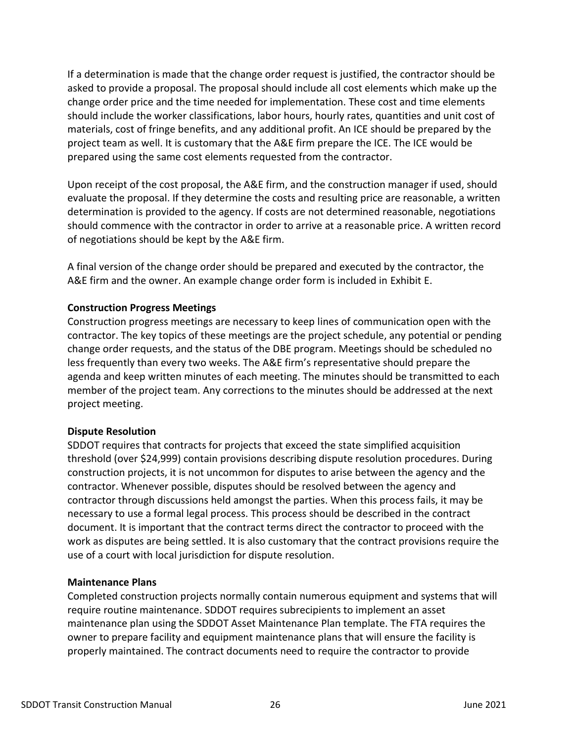If a determination is made that the change order request is justified, the contractor should be asked to provide a proposal. The proposal should include all cost elements which make up the change order price and the time needed for implementation. These cost and time elements should include the worker classifications, labor hours, hourly rates, quantities and unit cost of materials, cost of fringe benefits, and any additional profit. An ICE should be prepared by the project team as well. It is customary that the A&E firm prepare the ICE. The ICE would be prepared using the same cost elements requested from the contractor.

Upon receipt of the cost proposal, the A&E firm, and the construction manager if used, should evaluate the proposal. If they determine the costs and resulting price are reasonable, a written determination is provided to the agency. If costs are not determined reasonable, negotiations should commence with the contractor in order to arrive at a reasonable price. A written record of negotiations should be kept by the A&E firm.

A final version of the change order should be prepared and executed by the contractor, the A&E firm and the owner. An example change order form is included in Exhibit E.

**Construction Progress Meetings**

Construction progress meetings are necessary to keep lines of communication open with the contractor. The key topics of these meetings are the project schedule, any potential or pending change order requests, and the status of the DBE program. Meetings should be scheduled no less frequently than every two weeks. The A&E firm's representative should prepare the agenda and keep written minutes of each meeting. The minutes should be transmitted to each member of the project team. Any corrections to the minutes should be addressed at the next project meeting.

**Dispute Resolution**

SDDOT requires that contracts for projects that exceed the state simplified acquisition threshold (over $24,999) contain provisions describing dispute resolution procedures. During construction projects, it is not uncommon for disputes to arise between the agency and the contractor. Whenever possible, disputes should be resolved between the agency and contractor through discussions held amongst the parties. When this process fails, it may be necessary to use a formal legal process. This process should be described in the contract document. It is important that the contract terms direct the contractor to proceed with the work as disputes are being settled. It is also customary that the contract provisions require the use of a court with local jurisdiction for dispute resolution.

**Maintenance Plans**

Completed construction projects normally contain numerous equipment and systems that will require routine maintenance. SDDOT requires subrecipients to implement an asset maintenance plan using the SDDOT Asset Maintenance Plan template. The FTA requires the owner to prepare facility and equipment maintenance plans that will ensure the facility is properly maintained. The contract documents need to require the contractor to provide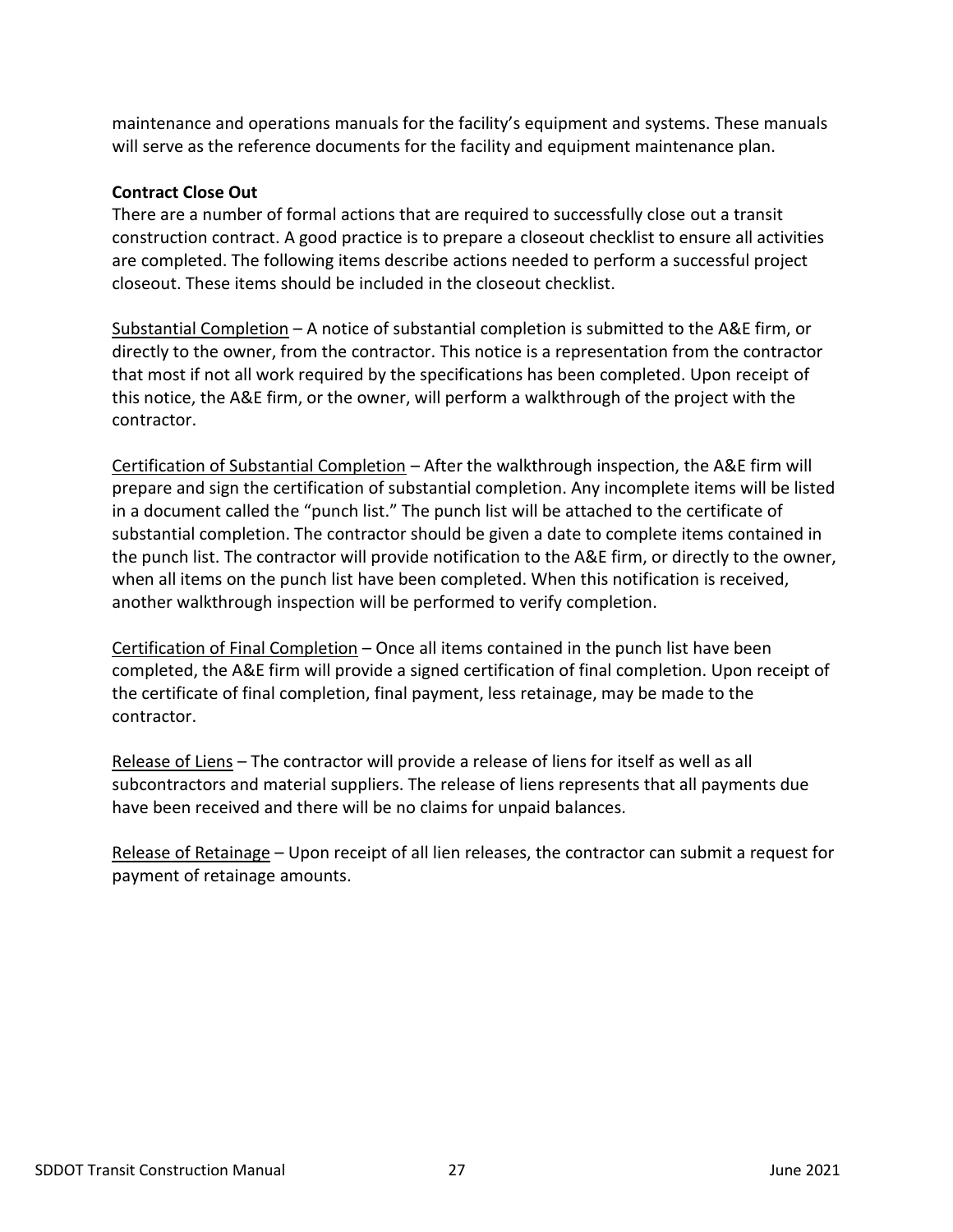maintenance and operations manuals for the facility's equipment and systems. These manuals will serve as the reference documents for the facility and equipment maintenance plan.

**Contract Close Out**

There are a number of formal actions that are required to successfully close out a transit construction contract. A good practice is to prepare a closeout checklist to ensure all activities are completed. The following items describe actions needed to perform a successful project closeout. These items should be included in the closeout checklist.

<u>Substantial Completion</u> – A notice of substantial completion is submitted to the A&E firm, or directly to the owner, from the contractor. This notice is a representation from the contractor that most if not all work required by the specifications has been completed. Upon receipt of this notice, the A&E firm, or the owner, will perform a walkthrough of the project with the contractor.

<u>Certification of Substantial Completion</u> – After the walkthrough inspection, the A&E firm will prepare and sign the certification of substantial completion. Any incomplete items will be listed in a document called the "punch list." The punch list will be attached to the certificate of substantial completion. The contractor should be given a date to complete items contained in the punch list. The contractor will provide notification to the A&E firm, or directly to the owner, when all items on the punch list have been completed. When this notification is received, another walkthrough inspection will be performed to verify completion.

<u>Certification of Final Completion</u> – Once all items contained in the punch list have been completed, the A&E firm will provide a signed certification of final completion. Upon receipt of the certificate of final completion, final payment, less retainage, may be made to the contractor.

<u>Release of Liens</u> – The contractor will provide a release of liens for itself as well as all subcontractors and material suppliers. The release of liens represents that all payments due have been received and there will be no claims for unpaid balances.

<u>Release of Retainage</u> – Upon receipt of all lien releases, the contractor can submit a request for payment of retainage amounts.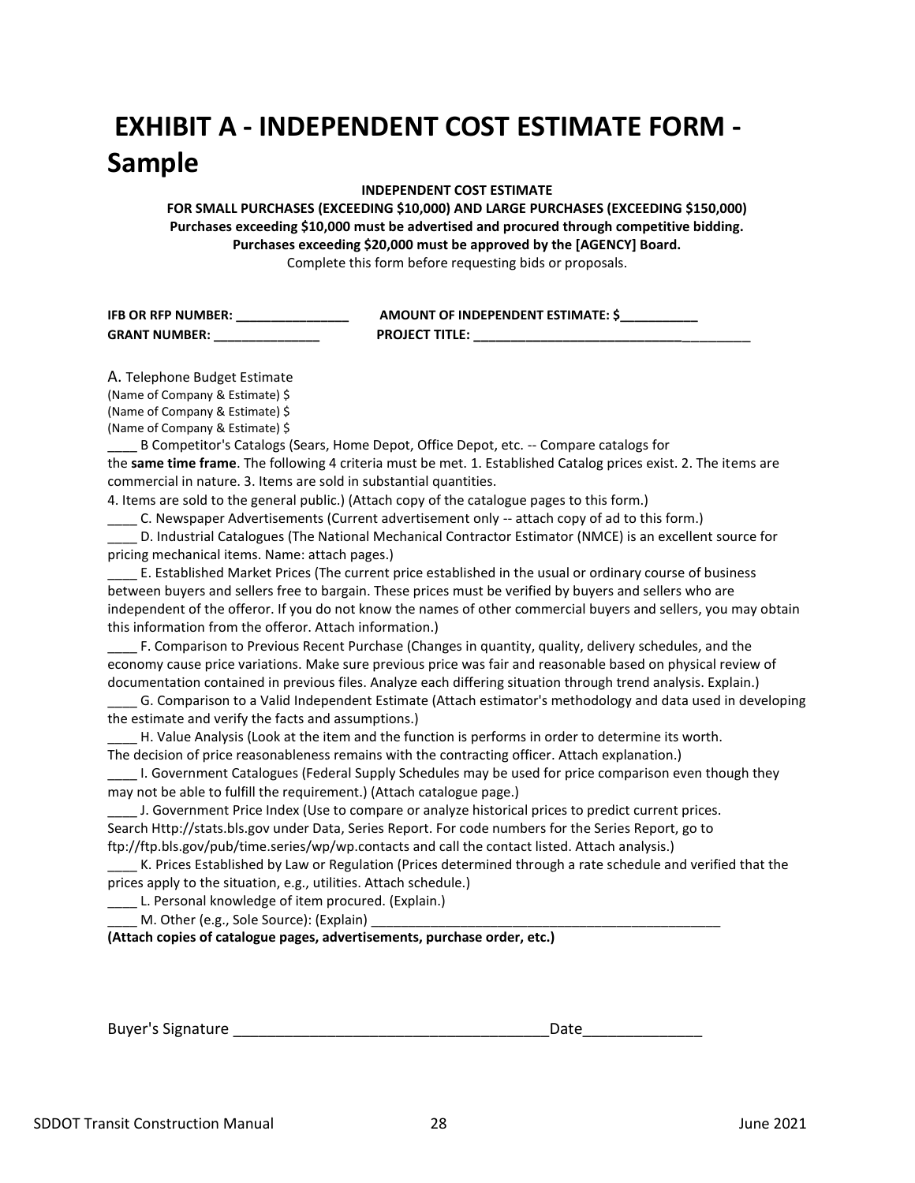# EXHIBIT A - INDEPENDENT COST ESTIMATE FORM - Sample

**INDEPENDENT COST ESTIMATE**

**FOR SMALL PURCHASES (EXCEEDING $10,000) AND LARGE PURCHASES (EXCEEDING $150,000)**

**Purchases exceeding $10,000 must be advertised and procured through competitive bidding.**

**Purchases exceeding $20,000 must be approved by the [AGENCY] Board.**

Complete this form before requesting bids or proposals.

**IFB OR RFP NUMBER: _______________** **AMOUNT OF INDEPENDENT ESTIMATE: $__________**

**GRANT NUMBER: ______________** **PROJECT TITLE: ___________________________________**

A. Telephone Budget Estimate
(Name of Company & Estimate) $
(Name of Company & Estimate) $
(Name of Company & Estimate) $

____ B Competitor's Catalogs (Sears, Home Depot, Office Depot, etc. -- Compare catalogs for the **same time frame**. The following 4 criteria must be met. 1. Established Catalog prices exist. 2. The items are commercial in nature. 3. Items are sold in substantial quantities.
4. Items are sold to the general public.) (Attach copy of the catalogue pages to this form.)

____ C. Newspaper Advertisements (Current advertisement only -- attach copy of ad to this form.)

____ D. Industrial Catalogues (The National Mechanical Contractor Estimator (NMCE) is an excellent source for pricing mechanical items. Name: attach pages.)

____ E. Established Market Prices (The current price established in the usual or ordinary course of business between buyers and sellers free to bargain. These prices must be verified by buyers and sellers who are independent of the offeror. If you do not know the names of other commercial buyers and sellers, you may obtain this information from the offeror. Attach information.)

____ F. Comparison to Previous Recent Purchase (Changes in quantity, quality, delivery schedules, and the economy cause price variations. Make sure previous price was fair and reasonable based on physical review of documentation contained in previous files. Analyze each differing situation through trend analysis. Explain.)

____ G. Comparison to a Valid Independent Estimate (Attach estimator's methodology and data used in developing the estimate and verify the facts and assumptions.)

____ H. Value Analysis (Look at the item and the function is performs in order to determine its worth. The decision of price reasonableness remains with the contracting officer. Attach explanation.)

____ I. Government Catalogues (Federal Supply Schedules may be used for price comparison even though they may not be able to fulfill the requirement.) (Attach catalogue page.)

____ J. Government Price Index (Use to compare or analyze historical prices to predict current prices. Search Http://stats.bls.gov under Data, Series Report. For code numbers for the Series Report, go to ftp://ftp.bls.gov/pub/time.series/wp/wp.contacts and call the contact listed. Attach analysis.)

____ K. Prices Established by Law or Regulation (Prices determined through a rate schedule and verified that the prices apply to the situation, e.g., utilities. Attach schedule.)

____ L. Personal knowledge of item procured. (Explain.)

____ M. Other (e.g., Sole Source): (Explain) ______________________________________________

**(Attach copies of catalogue pages, advertisements, purchase order, etc.)**

Buyer's Signature ____________________________________Date_____________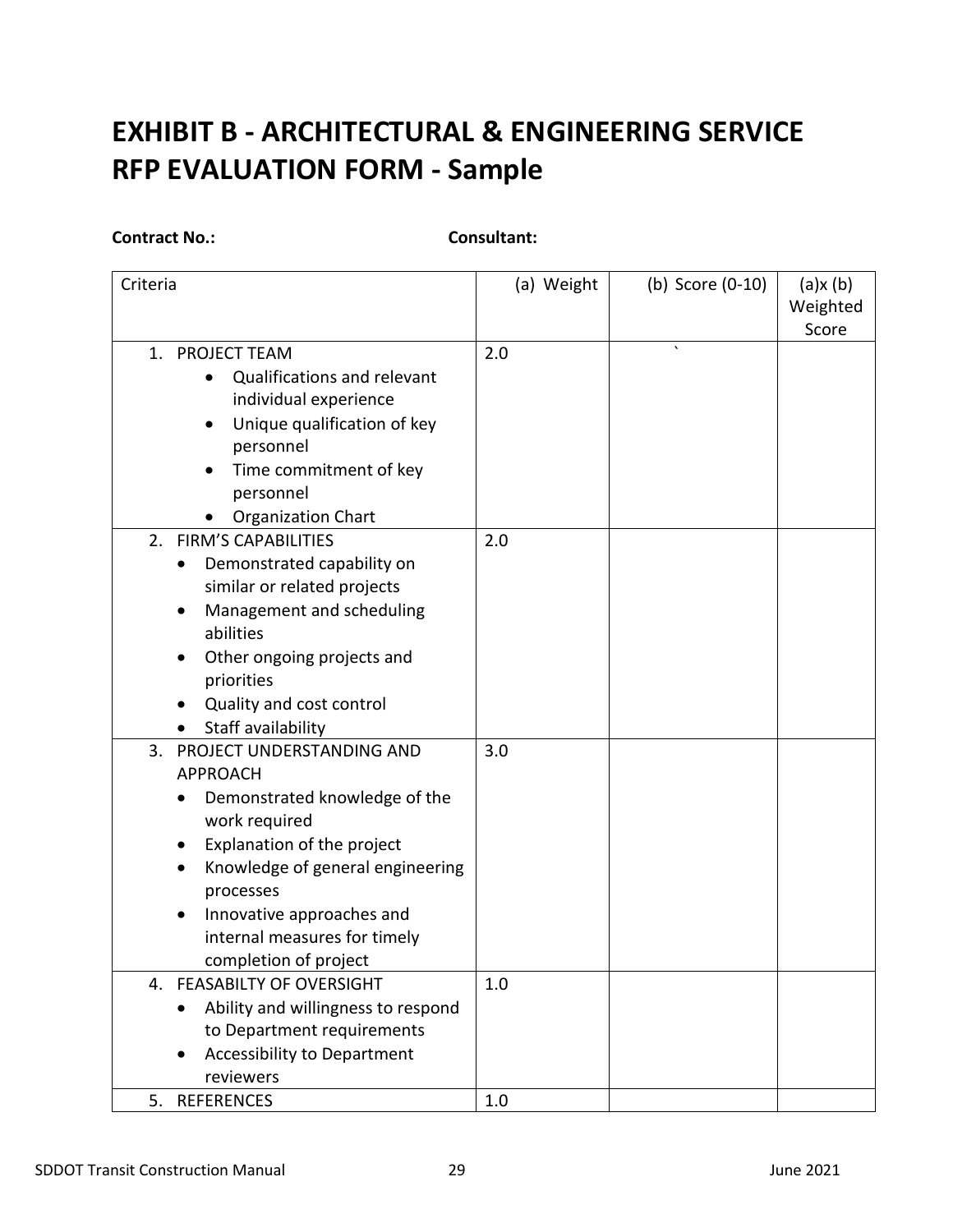# EXHIBIT B - ARCHITECTURAL & ENGINEERING SERVICE RFP EVALUATION FORM - Sample

**Contract No.:** **Consultant:**

| Criteria | (a) Weight | (b) Score (0-10) | (a)x (b) Weighted Score |
|---|---|---|---|
| 1. PROJECT TEAM<br>• Qualifications and relevant individual experience<br>• Unique qualification of key personnel<br>• Time commitment of key personnel<br>• Organization Chart | 2.0 | ` | |
| 2. FIRM'S CAPABILITIES<br>• Demonstrated capability on similar or related projects<br>• Management and scheduling abilities<br>• Other ongoing projects and priorities<br>• Quality and cost control<br>• Staff availability | 2.0 | | |
| 3. PROJECT UNDERSTANDING AND APPROACH<br>• Demonstrated knowledge of the work required<br>• Explanation of the project<br>• Knowledge of general engineering processes<br>• Innovative approaches and internal measures for timely completion of project | 3.0 | | |
| 4. FEASABILTY OF OVERSIGHT<br>• Ability and willingness to respond to Department requirements<br>• Accessibility to Department reviewers | 1.0 | | |
| 5. REFERENCES | 1.0 | | |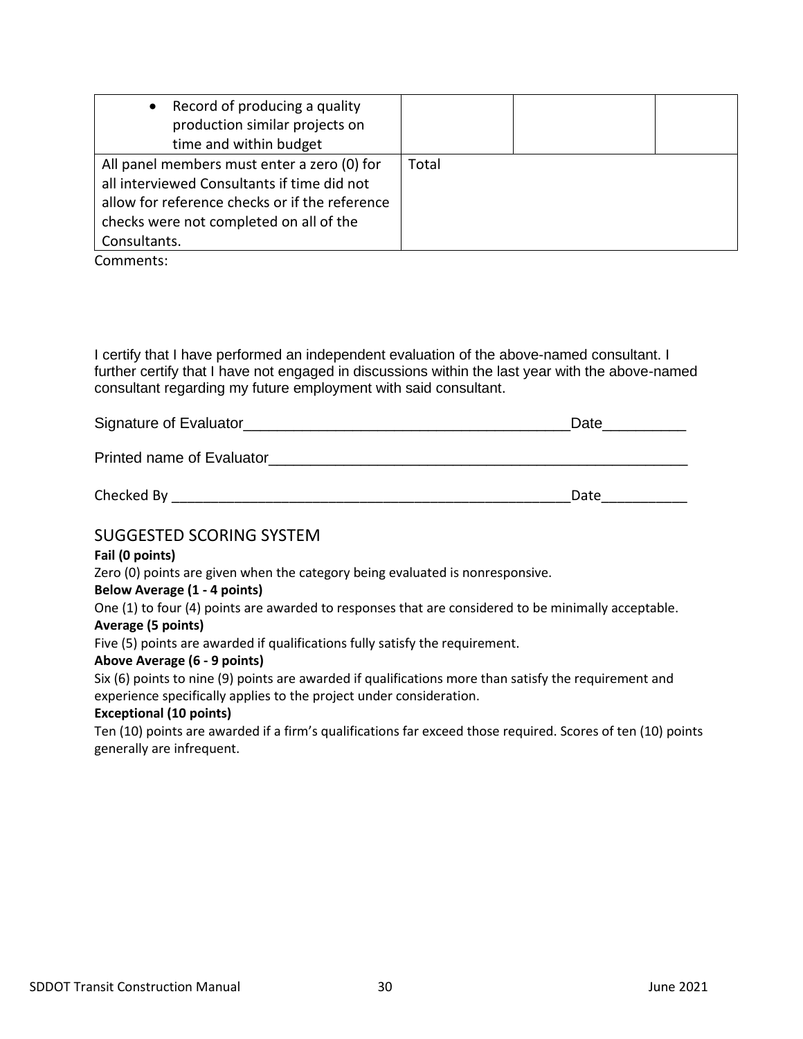| | | | |
|---|---|---|---|
| • Record of producing a quality production similar projects on time and within budget | | | |
| All panel members must enter a zero (0) for all interviewed Consultants if time did not allow for reference checks or if the reference checks were not completed on all of the Consultants. | Total | | |

Comments:

I certify that I have performed an independent evaluation of the above-named consultant. I further certify that I have not engaged in discussions within the last year with the above-named consultant regarding my future employment with said consultant.

Signature of Evaluator_______________________________________Date__________

Printed name of Evaluator_____________________________________________

Checked By ___________________________________________________Date___________

## SUGGESTED SCORING SYSTEM

**Fail (0 points)**

Zero (0) points are given when the category being evaluated is nonresponsive.

**Below Average (1 - 4 points)**

One (1) to four (4) points are awarded to responses that are considered to be minimally acceptable.

**Average (5 points)**

Five (5) points are awarded if qualifications fully satisfy the requirement.

**Above Average (6 - 9 points)**

Six (6) points to nine (9) points are awarded if qualifications more than satisfy the requirement and experience specifically applies to the project under consideration.

**Exceptional (10 points)**

Ten (10) points are awarded if a firm's qualifications far exceed those required. Scores of ten (10) points generally are infrequent.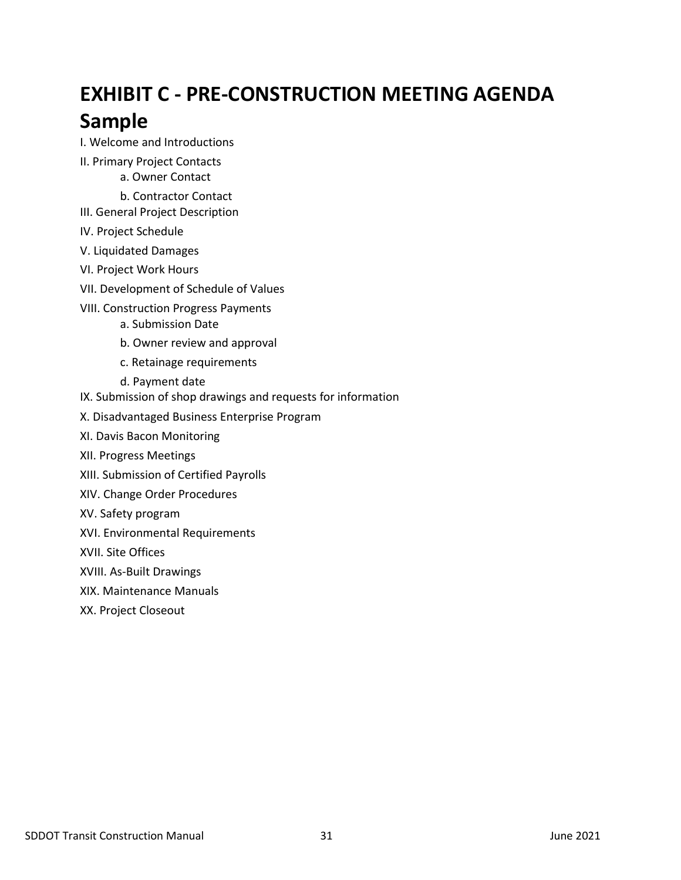# EXHIBIT C - PRE-CONSTRUCTION MEETING AGENDA Sample

I. Welcome and Introductions

II. Primary Project Contacts

a. Owner Contact

b. Contractor Contact

III. General Project Description

IV. Project Schedule

V. Liquidated Damages

VI. Project Work Hours

VII. Development of Schedule of Values

VIII. Construction Progress Payments

a. Submission Date

b. Owner review and approval

c. Retainage requirements

d. Payment date

IX. Submission of shop drawings and requests for information

X. Disadvantaged Business Enterprise Program

XI. Davis Bacon Monitoring

XII. Progress Meetings

XIII. Submission of Certified Payrolls

XIV. Change Order Procedures

XV. Safety program

XVI. Environmental Requirements

XVII. Site Offices

XVIII. As-Built Drawings

XIX. Maintenance Manuals

XX. Project Closeout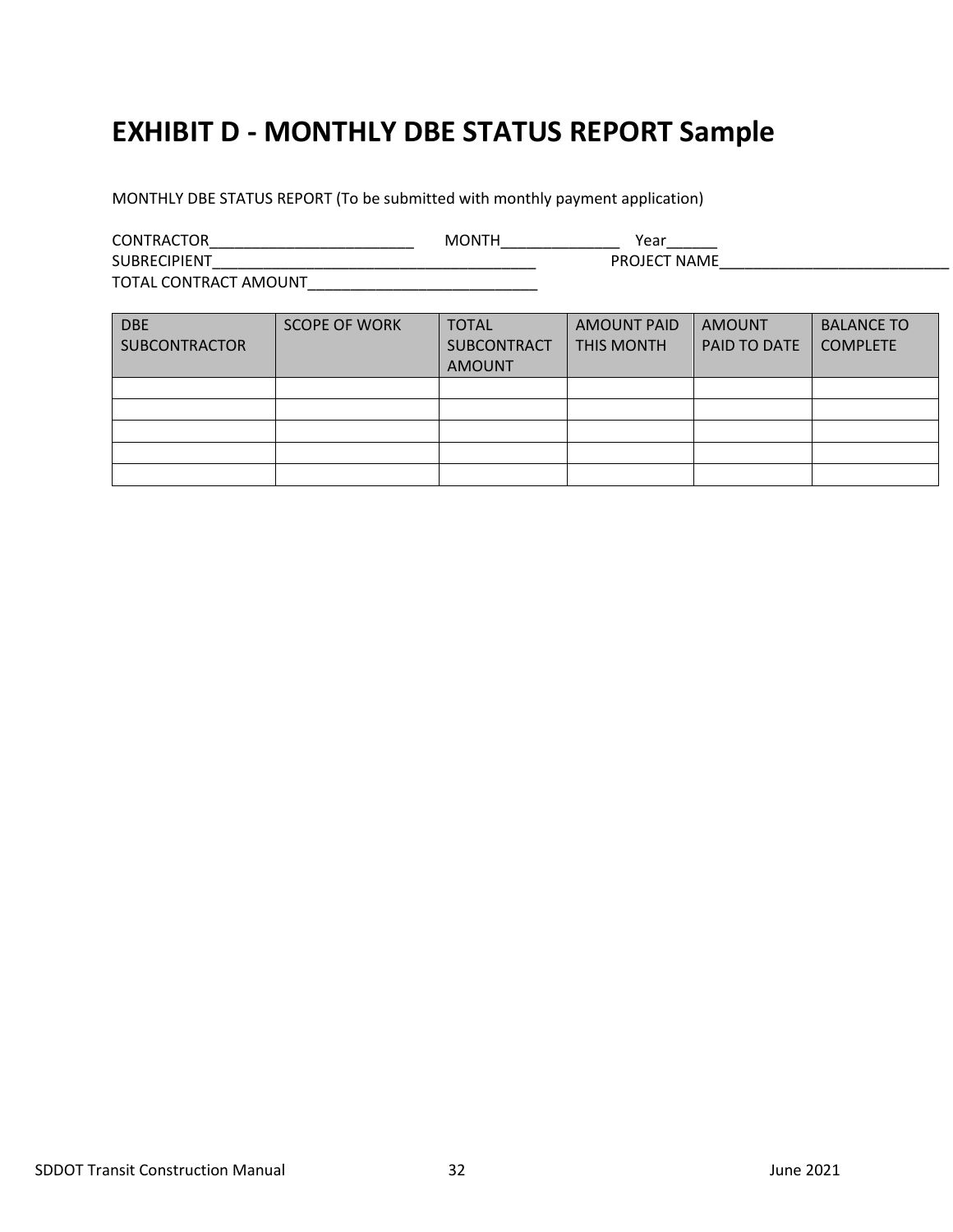# EXHIBIT D - MONTHLY DBE STATUS REPORT Sample

MONTHLY DBE STATUS REPORT (To be submitted with monthly payment application)

CONTRACTOR________________________ MONTH______________ Year______
SUBRECIPIENT_______________________________________ PROJECT NAME___________________________
TOTAL CONTRACT AMOUNT___________________________

| DBE SUBCONTRACTOR | SCOPE OF WORK | TOTAL SUBCONTRACT AMOUNT | AMOUNT PAID THIS MONTH | AMOUNT PAID TO DATE | BALANCE TO COMPLETE |
|---|---|---|---|---|---|
| | | | | | |
| | | | | | |
| | | | | | |
| | | | | | |
| | | | | | |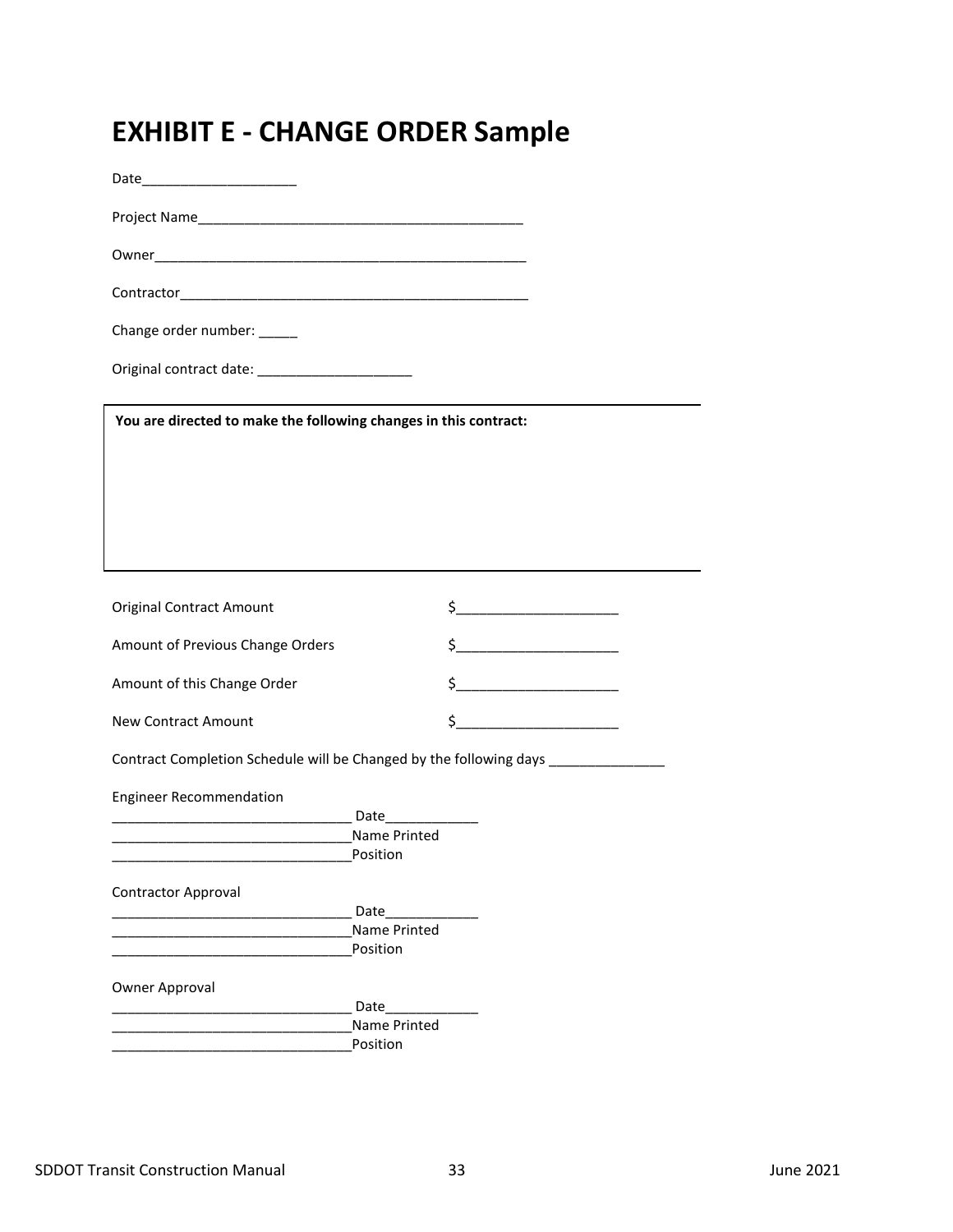# EXHIBIT E - CHANGE ORDER Sample

Date____________________

Project Name__________________________________________

Owner___________________________________________________

Contractor________________________________________________

Change order number: _____

Original contract date: ____________________

**You are directed to make the following changes in this contract:**

| | |
|---|---|
| Original Contract Amount | $_____________________ |
| Amount of Previous Change Orders | $_____________________ |
| Amount of this Change Order | $_____________________ |
| New Contract Amount | $_____________________ |

Contract Completion Schedule will be Changed by the following days _______________

Engineer Recommendation

_______________________________ Date____________

_______________________________Name Printed

_______________________________Position

Contractor Approval

_______________________________ Date____________

_______________________________Name Printed

_______________________________Position

Owner Approval

_______________________________ Date____________

_______________________________Name Printed

_______________________________Position